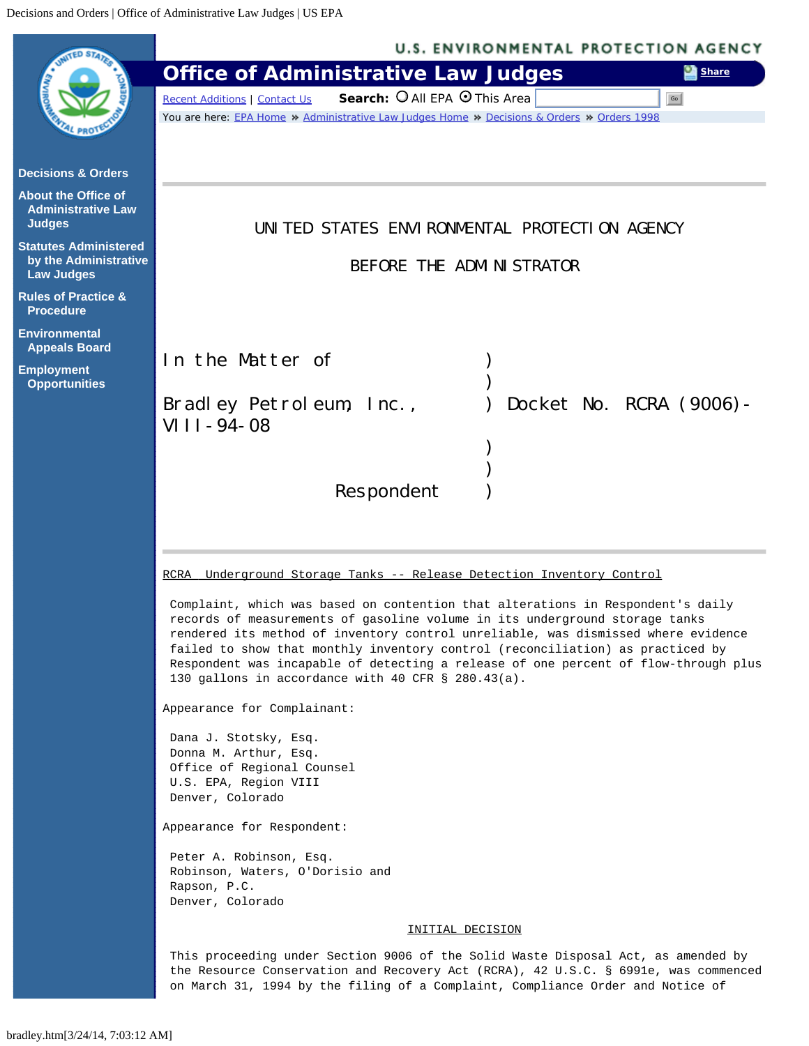UNITED STATES ENVIRONMENTAL PROTECTION AGENCY

BEFORE THE ADMINISTRATOR

```
In the Matter of                    )
                                    )
Bradley Petroleum, Inc.,            )  Docket No. RCRA (9006)-VIII-94-08
                                    )
                                    )
                  Respondent        )
```

RCRA Underground Storage Tanks -- Release Detection Inventory Control

Complaint, which was based on contention that alterations in Respondent's daily records of measurements of gasoline volume in its underground storage tanks rendered its method of inventory control unreliable, was dismissed where evidence failed to show that monthly inventory control (reconciliation) as practiced by Respondent was incapable of detecting a release of one percent of flow-through plus 130 gallons in accordance with 40 CFR § 280.43(a).

Appearance for Complainant:

Dana J. Stotsky, Esq.
Donna M. Arthur, Esq.
Office of Regional Counsel
U.S. EPA, Region VIII
Denver, Colorado

Appearance for Respondent:

Peter A. Robinson, Esq.
Robinson, Waters, O'Dorisio and Rapson, P.C.
Denver, Colorado

INITIAL DECISION

This proceeding under Section 9006 of the Solid Waste Disposal Act, as amended by the Resource Conservation and Recovery Act (RCRA), 42 U.S.C. § 6991e, was commenced on March 31, 1994 by the filing of a Complaint, Compliance Order and Notice of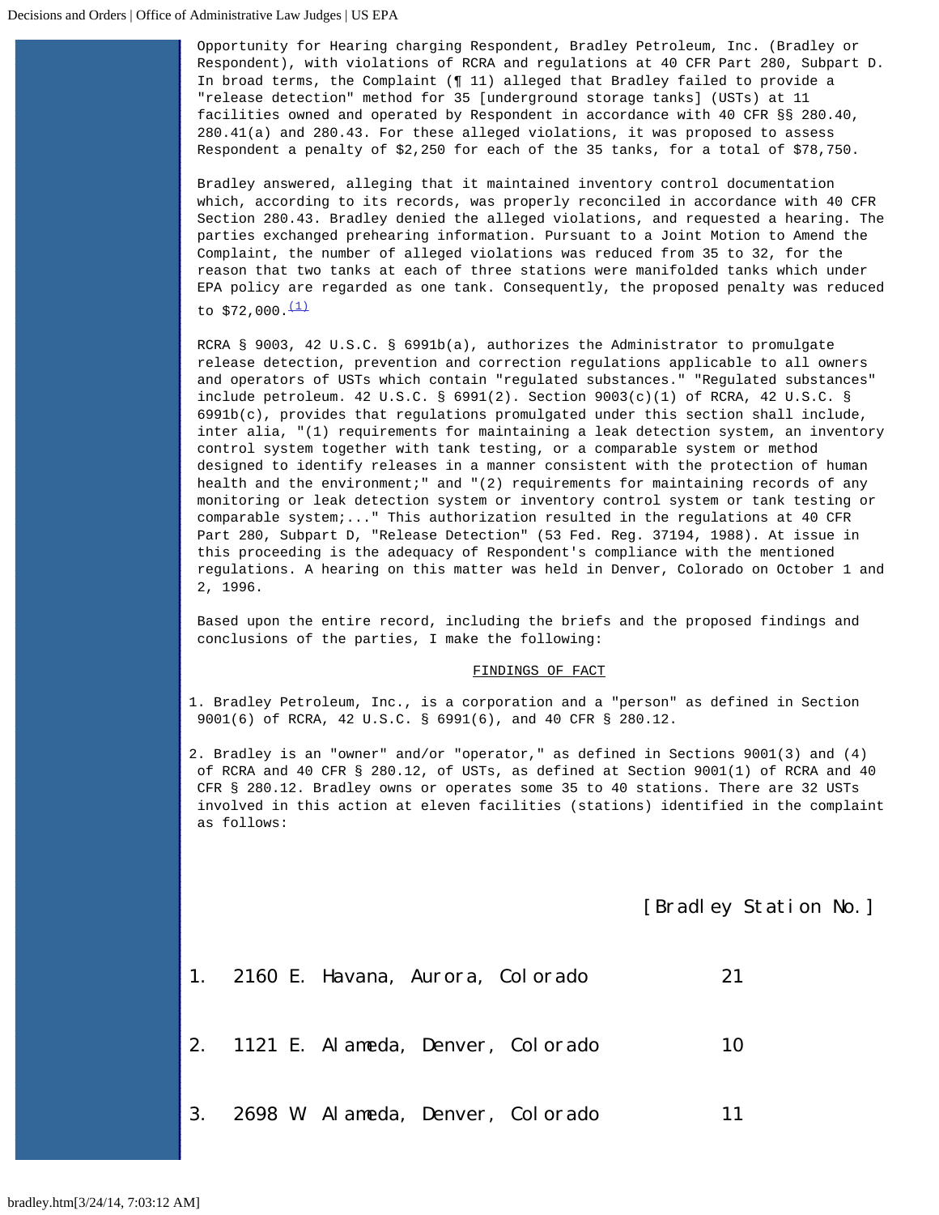Opportunity for Hearing charging Respondent, Bradley Petroleum, Inc. (Bradley or Respondent), with violations of RCRA and regulations at 40 CFR Part 280, Subpart D. In broad terms, the Complaint (¶ 11) alleged that Bradley failed to provide a "release detection" method for 35 [underground storage tanks] (USTs) at 11 facilities owned and operated by Respondent in accordance with 40 CFR §§ 280.40, 280.41(a) and 280.43. For these alleged violations, it was proposed to assess Respondent a penalty of $2,250 for each of the 35 tanks, for a total of $78,750.

Bradley answered, alleging that it maintained inventory control documentation which, according to its records, was properly reconciled in accordance with 40 CFR Section 280.43. Bradley denied the alleged violations, and requested a hearing. The parties exchanged prehearing information. Pursuant to a Joint Motion to Amend the Complaint, the number of alleged violations was reduced from 35 to 32, for the reason that two tanks at each of three stations were manifolded tanks which under EPA policy are regarded as one tank. Consequently, the proposed penalty was reduced to $72,000.[(1)]

RCRA § 9003, 42 U.S.C. § 6991b(a), authorizes the Administrator to promulgate release detection, prevention and correction regulations applicable to all owners and operators of USTs which contain "regulated substances." "Regulated substances" include petroleum. 42 U.S.C. § 6991(2). Section 9003(c)(1) of RCRA, 42 U.S.C. § 6991b(c), provides that regulations promulgated under this section shall include, inter alia, "(1) requirements for maintaining a leak detection system, an inventory control system together with tank testing, or a comparable system or method designed to identify releases in a manner consistent with the protection of human health and the environment;" and "(2) requirements for maintaining records of any monitoring or leak detection system or inventory control system or tank testing or comparable system;..." This authorization resulted in the regulations at 40 CFR Part 280, Subpart D, "Release Detection" (53 Fed. Reg. 37194, 1988). At issue in this proceeding is the adequacy of Respondent's compliance with the mentioned regulations. A hearing on this matter was held in Denver, Colorado on October 1 and 2, 1996.

Based upon the entire record, including the briefs and the proposed findings and conclusions of the parties, I make the following:

## FINDINGS OF FACT

1. Bradley Petroleum, Inc., is a corporation and a "person" as defined in Section 9001(6) of RCRA, 42 U.S.C. § 6991(6), and 40 CFR § 280.12.

2. Bradley is an "owner" and/or "operator," as defined in Sections 9001(3) and (4) of RCRA and 40 CFR § 280.12, of USTs, as defined at Section 9001(1) of RCRA and 40 CFR § 280.12. Bradley owns or operates some 35 to 40 stations. There are 32 USTs involved in this action at eleven facilities (stations) identified in the complaint as follows:

| | | [Bradley Station No.] |
|---|---|---|
| 1. | 2160 E. Havana, Aurora, Colorado | 21 |
| 2. | 1121 E. Alameda, Denver, Colorado | 10 |
| 3. | 2698 W. Alameda, Denver, Colorado | 11 |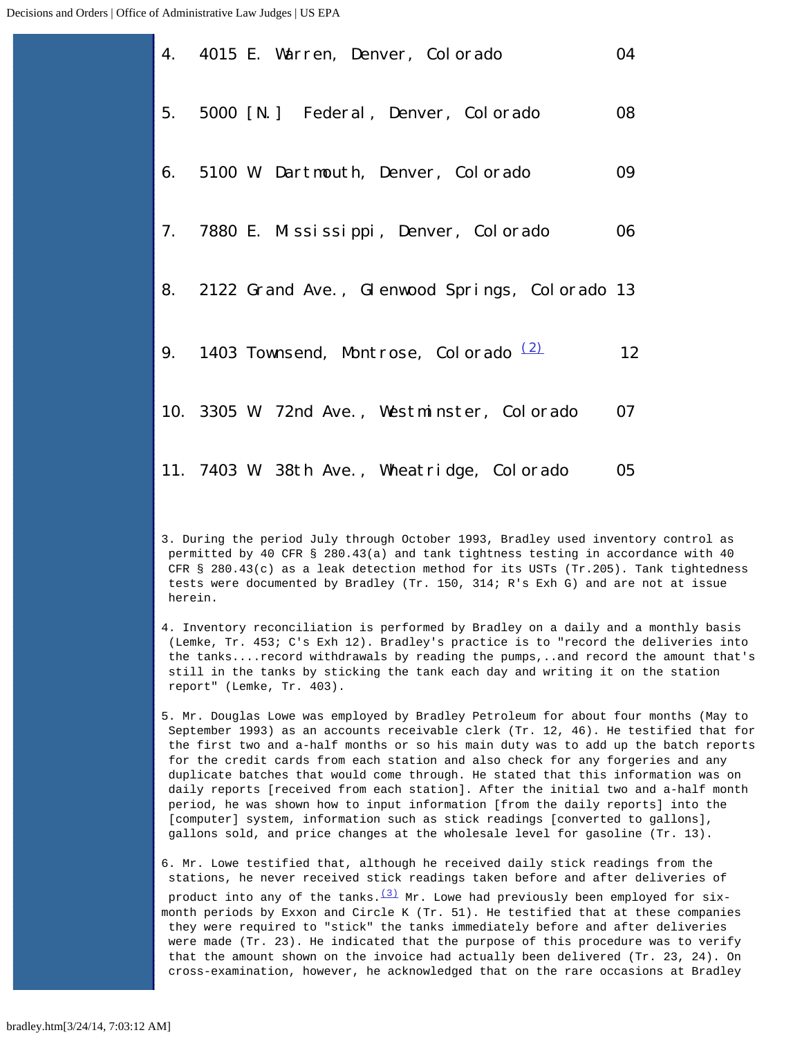| | | |
|---|---|---|
| 4. | 4015 E. Warren, Denver, Colorado | 04 |
| 5. | 5000 [N.] Federal, Denver, Colorado | 08 |
| 6. | 5100 W. Dartmouth, Denver, Colorado | 09 |
| 7. | 7880 E. Mississippi, Denver, Colorado | 06 |
| 8. | 2122 Grand Ave., Glenwood Springs, Colorado | 13 |
| 9. | 1403 Townsend, Montrose, Colorado [(2)] | 12 |
| 10. | 3305 W. 72nd Ave., Westminster, Colorado | 07 |
| 11. | 7403 W. 38th Ave., Wheatridge, Colorado | 05 |

3. During the period July through October 1993, Bradley used inventory control as permitted by 40 CFR § 280.43(a) and tank tightness testing in accordance with 40 CFR § 280.43(c) as a leak detection method for its USTs (Tr.205). Tank tightedness tests were documented by Bradley (Tr. 150, 314; R's Exh G) and are not at issue herein.

4. Inventory reconciliation is performed by Bradley on a daily and a monthly basis (Lemke, Tr. 453; C's Exh 12). Bradley's practice is to "record the deliveries into the tanks....record withdrawals by reading the pumps,..and record the amount that's still in the tanks by sticking the tank each day and writing it on the station report" (Lemke, Tr. 403).

5. Mr. Douglas Lowe was employed by Bradley Petroleum for about four months (May to September 1993) as an accounts receivable clerk (Tr. 12, 46). He testified that for the first two and a-half months or so his main duty was to add up the batch reports for the credit cards from each station and also check for any forgeries and any duplicate batches that would come through. He stated that this information was on daily reports [received from each station]. After the initial two and a-half month period, he was shown how to input information [from the daily reports] into the [computer] system, information such as stick readings [converted to gallons], gallons sold, and price changes at the wholesale level for gasoline (Tr. 13).

6. Mr. Lowe testified that, although he received daily stick readings from the stations, he never received stick readings taken before and after deliveries of product into any of the tanks.[(3)] Mr. Lowe had previously been employed for six-month periods by Exxon and Circle K (Tr. 51). He testified that at these companies they were required to "stick" the tanks immediately before and after deliveries were made (Tr. 23). He indicated that the purpose of this procedure was to verify that the amount shown on the invoice had actually been delivered (Tr. 23, 24). On cross-examination, however, he acknowledged that on the rare occasions at Bradley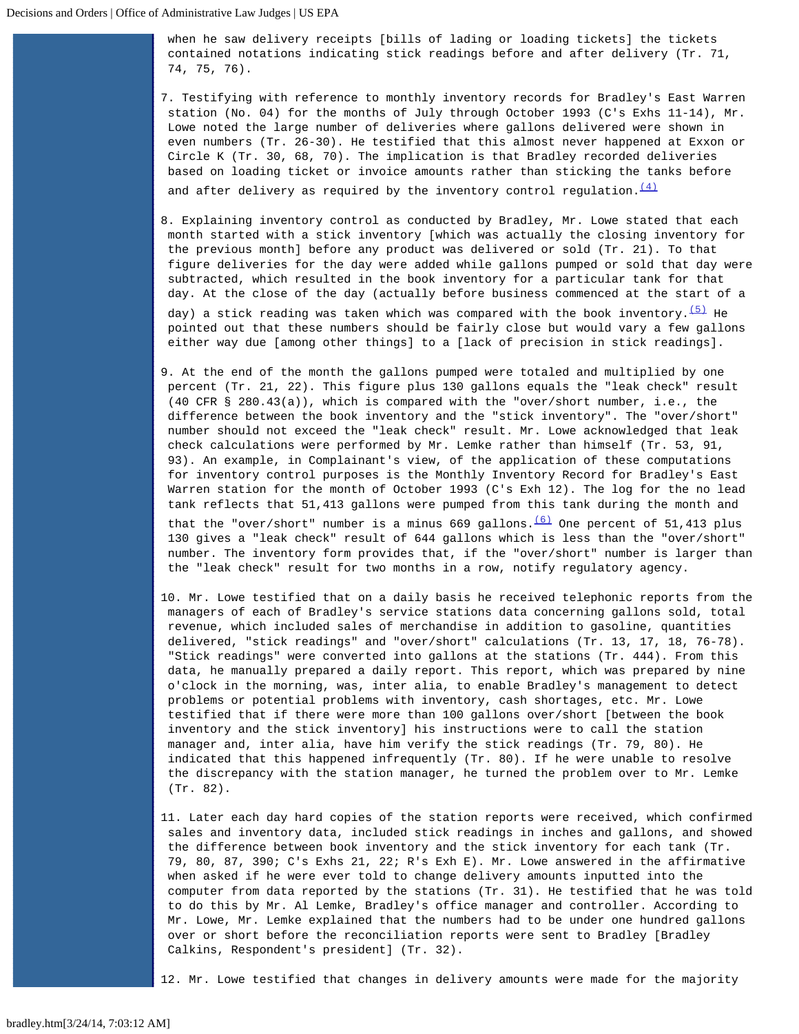when he saw delivery receipts [bills of lading or loading tickets] the tickets contained notations indicating stick readings before and after delivery (Tr. 71, 74, 75, 76).

7. Testifying with reference to monthly inventory records for Bradley's East Warren station (No. 04) for the months of July through October 1993 (C's Exhs 11-14), Mr. Lowe noted the large number of deliveries where gallons delivered were shown in even numbers (Tr. 26-30). He testified that this almost never happened at Exxon or Circle K (Tr. 30, 68, 70). The implication is that Bradley recorded deliveries based on loading ticket or invoice amounts rather than sticking the tanks before and after delivery as required by the inventory control regulation.(4)

8. Explaining inventory control as conducted by Bradley, Mr. Lowe stated that each month started with a stick inventory [which was actually the closing inventory for the previous month] before any product was delivered or sold (Tr. 21). To that figure deliveries for the day were added while gallons pumped or sold that day were subtracted, which resulted in the book inventory for a particular tank for that day. At the close of the day (actually before business commenced at the start of a day) a stick reading was taken which was compared with the book inventory.(5) He pointed out that these numbers should be fairly close but would vary a few gallons either way due [among other things] to a [lack of precision in stick readings].

9. At the end of the month the gallons pumped were totaled and multiplied by one percent (Tr. 21, 22). This figure plus 130 gallons equals the "leak check" result (40 CFR § 280.43(a)), which is compared with the "over/short number, i.e., the difference between the book inventory and the "stick inventory". The "over/short" number should not exceed the "leak check" result. Mr. Lowe acknowledged that leak check calculations were performed by Mr. Lemke rather than himself (Tr. 53, 91, 93). An example, in Complainant's view, of the application of these computations for inventory control purposes is the Monthly Inventory Record for Bradley's East Warren station for the month of October 1993 (C's Exh 12). The log for the no lead tank reflects that 51,413 gallons were pumped from this tank during the month and that the "over/short" number is a minus 669 gallons.(6) One percent of 51,413 plus 130 gives a "leak check" result of 644 gallons which is less than the "over/short" number. The inventory form provides that, if the "over/short" number is larger than the "leak check" result for two months in a row, notify regulatory agency.

10. Mr. Lowe testified that on a daily basis he received telephonic reports from the managers of each of Bradley's service stations data concerning gallons sold, total revenue, which included sales of merchandise in addition to gasoline, quantities delivered, "stick readings" and "over/short" calculations (Tr. 13, 17, 18, 76-78). "Stick readings" were converted into gallons at the stations (Tr. 444). From this data, he manually prepared a daily report. This report, which was prepared by nine o'clock in the morning, was, inter alia, to enable Bradley's management to detect problems or potential problems with inventory, cash shortages, etc. Mr. Lowe testified that if there were more than 100 gallons over/short [between the book inventory and the stick inventory] his instructions were to call the station manager and, inter alia, have him verify the stick readings (Tr. 79, 80). He indicated that this happened infrequently (Tr. 80). If he were unable to resolve the discrepancy with the station manager, he turned the problem over to Mr. Lemke (Tr. 82).

11. Later each day hard copies of the station reports were received, which confirmed sales and inventory data, included stick readings in inches and gallons, and showed the difference between book inventory and the stick inventory for each tank (Tr. 79, 80, 87, 390; C's Exhs 21, 22; R's Exh E). Mr. Lowe answered in the affirmative when asked if he were ever told to change delivery amounts inputted into the computer from data reported by the stations (Tr. 31). He testified that he was told to do this by Mr. Al Lemke, Bradley's office manager and controller. According to Mr. Lowe, Mr. Lemke explained that the numbers had to be under one hundred gallons over or short before the reconciliation reports were sent to Bradley [Bradley Calkins, Respondent's president] (Tr. 32).

12. Mr. Lowe testified that changes in delivery amounts were made for the majority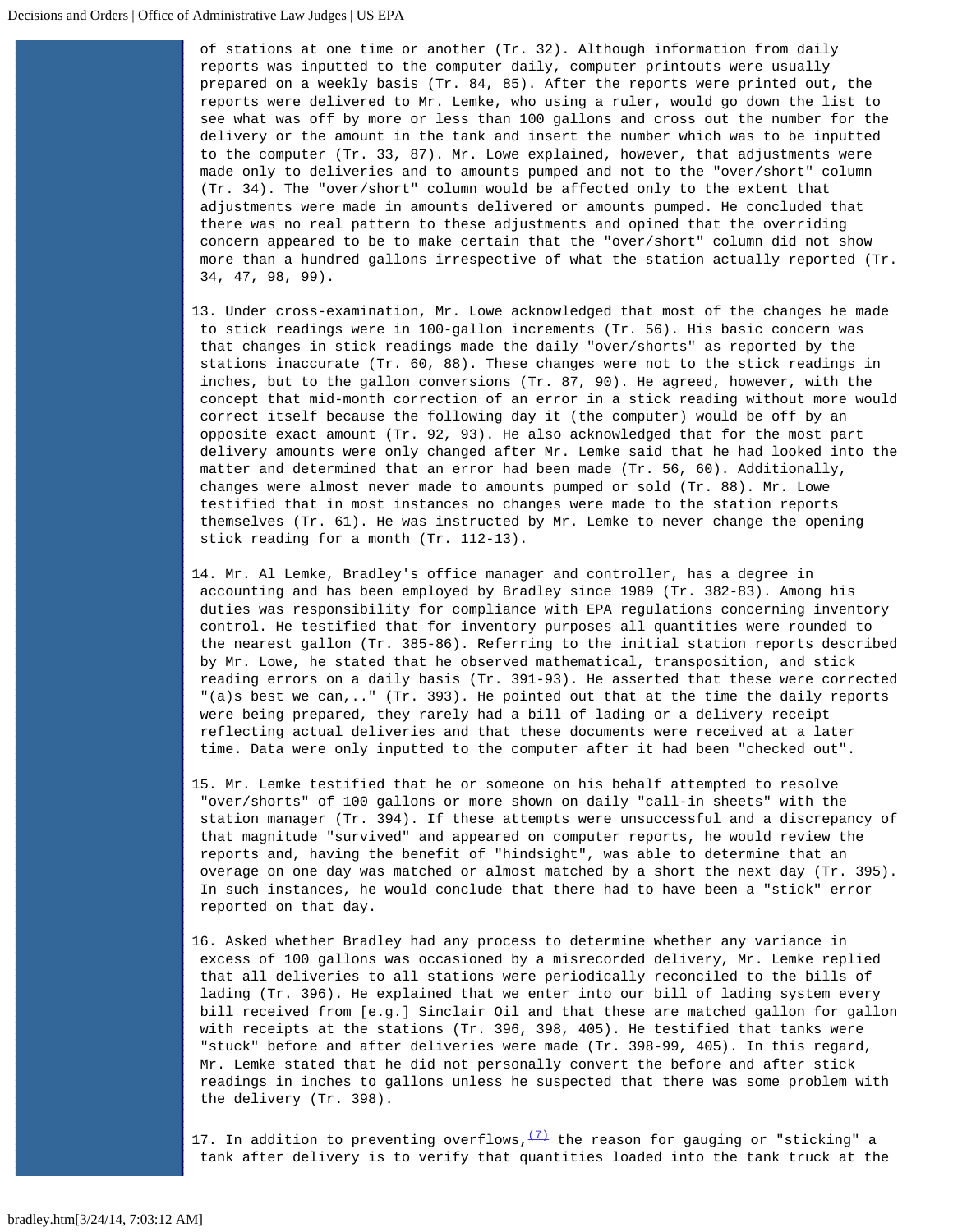of stations at one time or another (Tr. 32). Although information from daily reports was inputted to the computer daily, computer printouts were usually prepared on a weekly basis (Tr. 84, 85). After the reports were printed out, the reports were delivered to Mr. Lemke, who using a ruler, would go down the list to see what was off by more or less than 100 gallons and cross out the number for the delivery or the amount in the tank and insert the number which was to be inputted to the computer (Tr. 33, 87). Mr. Lowe explained, however, that adjustments were made only to deliveries and to amounts pumped and not to the "over/short" column (Tr. 34). The "over/short" column would be affected only to the extent that adjustments were made in amounts delivered or amounts pumped. He concluded that there was no real pattern to these adjustments and opined that the overriding concern appeared to be to make certain that the "over/short" column did not show more than a hundred gallons irrespective of what the station actually reported (Tr. 34, 47, 98, 99).

13. Under cross-examination, Mr. Lowe acknowledged that most of the changes he made to stick readings were in 100-gallon increments (Tr. 56). His basic concern was that changes in stick readings made the daily "over/shorts" as reported by the stations inaccurate (Tr. 60, 88). These changes were not to the stick readings in inches, but to the gallon conversions (Tr. 87, 90). He agreed, however, with the concept that mid-month correction of an error in a stick reading without more would correct itself because the following day it (the computer) would be off by an opposite exact amount (Tr. 92, 93). He also acknowledged that for the most part delivery amounts were only changed after Mr. Lemke said that he had looked into the matter and determined that an error had been made (Tr. 56, 60). Additionally, changes were almost never made to amounts pumped or sold (Tr. 88). Mr. Lowe testified that in most instances no changes were made to the station reports themselves (Tr. 61). He was instructed by Mr. Lemke to never change the opening stick reading for a month (Tr. 112-13).

14. Mr. Al Lemke, Bradley's office manager and controller, has a degree in accounting and has been employed by Bradley since 1989 (Tr. 382-83). Among his duties was responsibility for compliance with EPA regulations concerning inventory control. He testified that for inventory purposes all quantities were rounded to the nearest gallon (Tr. 385-86). Referring to the initial station reports described by Mr. Lowe, he stated that he observed mathematical, transposition, and stick reading errors on a daily basis (Tr. 391-93). He asserted that these were corrected "(a)s best we can,.." (Tr. 393). He pointed out that at the time the daily reports were being prepared, they rarely had a bill of lading or a delivery receipt reflecting actual deliveries and that these documents were received at a later time. Data were only inputted to the computer after it had been "checked out".

15. Mr. Lemke testified that he or someone on his behalf attempted to resolve "over/shorts" of 100 gallons or more shown on daily "call-in sheets" with the station manager (Tr. 394). If these attempts were unsuccessful and a discrepancy of that magnitude "survived" and appeared on computer reports, he would review the reports and, having the benefit of "hindsight", was able to determine that an overage on one day was matched or almost matched by a short the next day (Tr. 395). In such instances, he would conclude that there had to have been a "stick" error reported on that day.

16. Asked whether Bradley had any process to determine whether any variance in excess of 100 gallons was occasioned by a misrecorded delivery, Mr. Lemke replied that all deliveries to all stations were periodically reconciled to the bills of lading (Tr. 396). He explained that we enter into our bill of lading system every bill received from [e.g.] Sinclair Oil and that these are matched gallon for gallon with receipts at the stations (Tr. 396, 398, 405). He testified that tanks were "stuck" before and after deliveries were made (Tr. 398-99, 405). In this regard, Mr. Lemke stated that he did not personally convert the before and after stick readings in inches to gallons unless he suspected that there was some problem with the delivery (Tr. 398).

17. In addition to preventing overflows,(7) the reason for gauging or "sticking" a tank after delivery is to verify that quantities loaded into the tank truck at the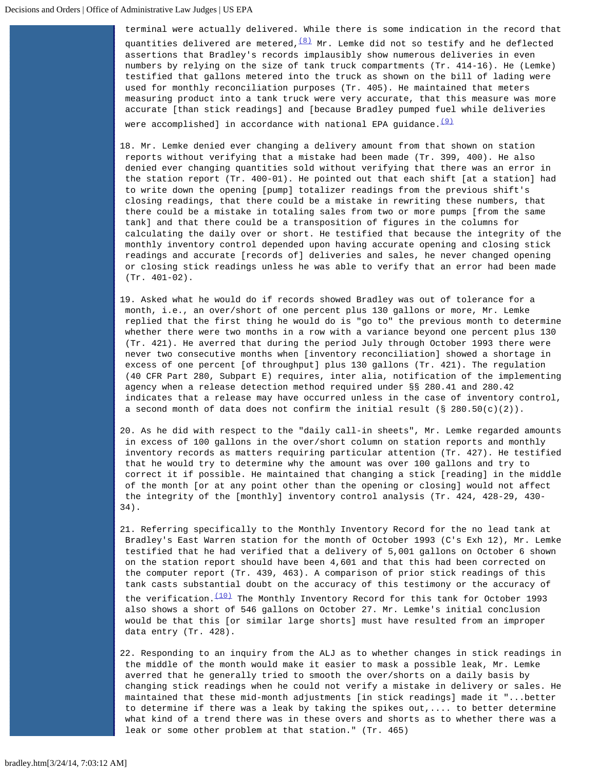terminal were actually delivered. While there is some indication in the record that quantities delivered are metered,[(8)] Mr. Lemke did not so testify and he deflected assertions that Bradley's records implausibly show numerous deliveries in even numbers by relying on the size of tank truck compartments (Tr. 414-16). He (Lemke) testified that gallons metered into the truck as shown on the bill of lading were used for monthly reconciliation purposes (Tr. 405). He maintained that meters measuring product into a tank truck were very accurate, that this measure was more accurate [than stick readings] and [because Bradley pumped fuel while deliveries were accomplished] in accordance with national EPA guidance.[(9)]

18. Mr. Lemke denied ever changing a delivery amount from that shown on station reports without verifying that a mistake had been made (Tr. 399, 400). He also denied ever changing quantities sold without verifying that there was an error in the station report (Tr. 400-01). He pointed out that each shift [at a station] had to write down the opening [pump] totalizer readings from the previous shift's closing readings, that there could be a mistake in rewriting these numbers, that there could be a mistake in totaling sales from two or more pumps [from the same tank] and that there could be a transposition of figures in the columns for calculating the daily over or short. He testified that because the integrity of the monthly inventory control depended upon having accurate opening and closing stick readings and accurate [records of] deliveries and sales, he never changed opening or closing stick readings unless he was able to verify that an error had been made (Tr. 401-02).

19. Asked what he would do if records showed Bradley was out of tolerance for a month, i.e., an over/short of one percent plus 130 gallons or more, Mr. Lemke replied that the first thing he would do is "go to" the previous month to determine whether there were two months in a row with a variance beyond one percent plus 130 (Tr. 421). He averred that during the period July through October 1993 there were never two consecutive months when [inventory reconciliation] showed a shortage in excess of one percent [of throughput] plus 130 gallons (Tr. 421). The regulation (40 CFR Part 280, Subpart E) requires, inter alia, notification of the implementing agency when a release detection method required under §§ 280.41 and 280.42 indicates that a release may have occurred unless in the case of inventory control, a second month of data does not confirm the initial result (§ 280.50(c)(2)).

20. As he did with respect to the "daily call-in sheets", Mr. Lemke regarded amounts in excess of 100 gallons in the over/short column on station reports and monthly inventory records as matters requiring particular attention (Tr. 427). He testified that he would try to determine why the amount was over 100 gallons and try to correct it if possible. He maintained that changing a stick [reading] in the middle of the month [or at any point other than the opening or closing] would not affect the integrity of the [monthly] inventory control analysis (Tr. 424, 428-29, 430-34).

21. Referring specifically to the Monthly Inventory Record for the no lead tank at Bradley's East Warren station for the month of October 1993 (C's Exh 12), Mr. Lemke testified that he had verified that a delivery of 5,001 gallons on October 6 shown on the station report should have been 4,601 and that this had been corrected on the computer report (Tr. 439, 463). A comparison of prior stick readings of this tank casts substantial doubt on the accuracy of this testimony or the accuracy of the verification.[(10)] The Monthly Inventory Record for this tank for October 1993 also shows a short of 546 gallons on October 27. Mr. Lemke's initial conclusion would be that this [or similar large shorts] must have resulted from an improper data entry (Tr. 428).

22. Responding to an inquiry from the ALJ as to whether changes in stick readings in the middle of the month would make it easier to mask a possible leak, Mr. Lemke averred that he generally tried to smooth the over/shorts on a daily basis by changing stick readings when he could not verify a mistake in delivery or sales. He maintained that these mid-month adjustments [in stick readings] made it "...better to determine if there was a leak by taking the spikes out,.... to better determine what kind of a trend there was in these overs and shorts as to whether there was a leak or some other problem at that station." (Tr. 465)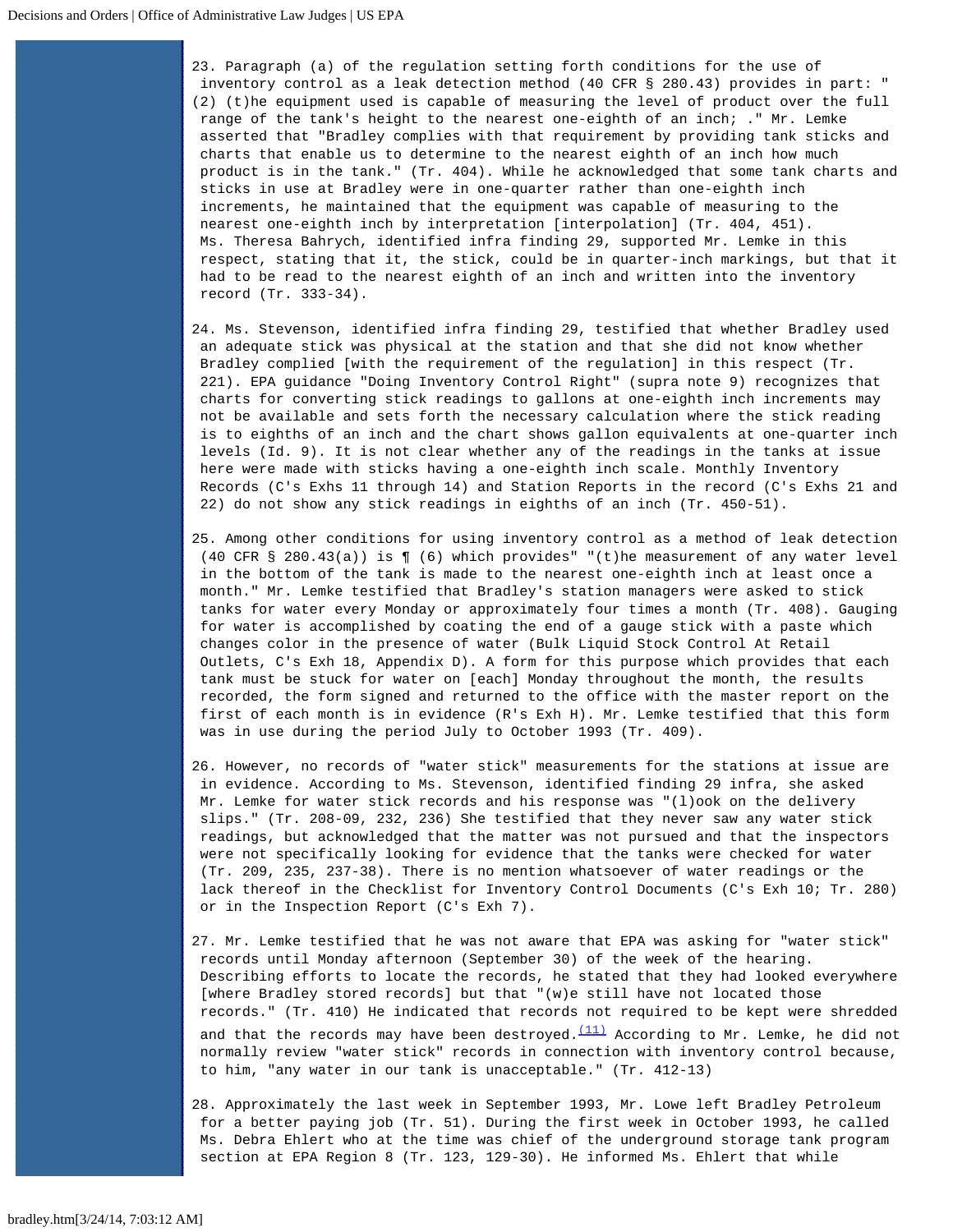23. Paragraph (a) of the regulation setting forth conditions for the use of inventory control as a leak detection method (40 CFR § 280.43) provides in part: "(2) (t)he equipment used is capable of measuring the level of product over the full range of the tank's height to the nearest one-eighth of an inch; ." Mr. Lemke asserted that "Bradley complies with that requirement by providing tank sticks and charts that enable us to determine to the nearest eighth of an inch how much product is in the tank." (Tr. 404). While he acknowledged that some tank charts and sticks in use at Bradley were in one-quarter rather than one-eighth inch increments, he maintained that the equipment was capable of measuring to the nearest one-eighth inch by interpretation [interpolation] (Tr. 404, 451). Ms. Theresa Bahrych, identified infra finding 29, supported Mr. Lemke in this respect, stating that it, the stick, could be in quarter-inch markings, but that it had to be read to the nearest eighth of an inch and written into the inventory record (Tr. 333-34).

24. Ms. Stevenson, identified infra finding 29, testified that whether Bradley used an adequate stick was physical at the station and that she did not know whether Bradley complied [with the requirement of the regulation] in this respect (Tr. 221). EPA guidance "Doing Inventory Control Right" (supra note 9) recognizes that charts for converting stick readings to gallons at one-eighth inch increments may not be available and sets forth the necessary calculation where the stick reading is to eighths of an inch and the chart shows gallon equivalents at one-quarter inch levels (Id. 9). It is not clear whether any of the readings in the tanks at issue here were made with sticks having a one-eighth inch scale. Monthly Inventory Records (C's Exhs 11 through 14) and Station Reports in the record (C's Exhs 21 and 22) do not show any stick readings in eighths of an inch (Tr. 450-51).

25. Among other conditions for using inventory control as a method of leak detection (40 CFR § 280.43(a)) is ¶ (6) which provides" "(t)he measurement of any water level in the bottom of the tank is made to the nearest one-eighth inch at least once a month." Mr. Lemke testified that Bradley's station managers were asked to stick tanks for water every Monday or approximately four times a month (Tr. 408). Gauging for water is accomplished by coating the end of a gauge stick with a paste which changes color in the presence of water (Bulk Liquid Stock Control At Retail Outlets, C's Exh 18, Appendix D). A form for this purpose which provides that each tank must be stuck for water on [each] Monday throughout the month, the results recorded, the form signed and returned to the office with the master report on the first of each month is in evidence (R's Exh H). Mr. Lemke testified that this form was in use during the period July to October 1993 (Tr. 409).

26. However, no records of "water stick" measurements for the stations at issue are in evidence. According to Ms. Stevenson, identified finding 29 infra, she asked Mr. Lemke for water stick records and his response was "(l)ook on the delivery slips." (Tr. 208-09, 232, 236) She testified that they never saw any water stick readings, but acknowledged that the matter was not pursued and that the inspectors were not specifically looking for evidence that the tanks were checked for water (Tr. 209, 235, 237-38). There is no mention whatsoever of water readings or the lack thereof in the Checklist for Inventory Control Documents (C's Exh 10; Tr. 280) or in the Inspection Report (C's Exh 7).

27. Mr. Lemke testified that he was not aware that EPA was asking for "water stick" records until Monday afternoon (September 30) of the week of the hearing. Describing efforts to locate the records, he stated that they had looked everywhere [where Bradley stored records] but that "(w)e still have not located those records." (Tr. 410) He indicated that records not required to be kept were shredded and that the records may have been destroyed.(11) According to Mr. Lemke, he did not normally review "water stick" records in connection with inventory control because, to him, "any water in our tank is unacceptable." (Tr. 412-13)

28. Approximately the last week in September 1993, Mr. Lowe left Bradley Petroleum for a better paying job (Tr. 51). During the first week in October 1993, he called Ms. Debra Ehlert who at the time was chief of the underground storage tank program section at EPA Region 8 (Tr. 123, 129-30). He informed Ms. Ehlert that while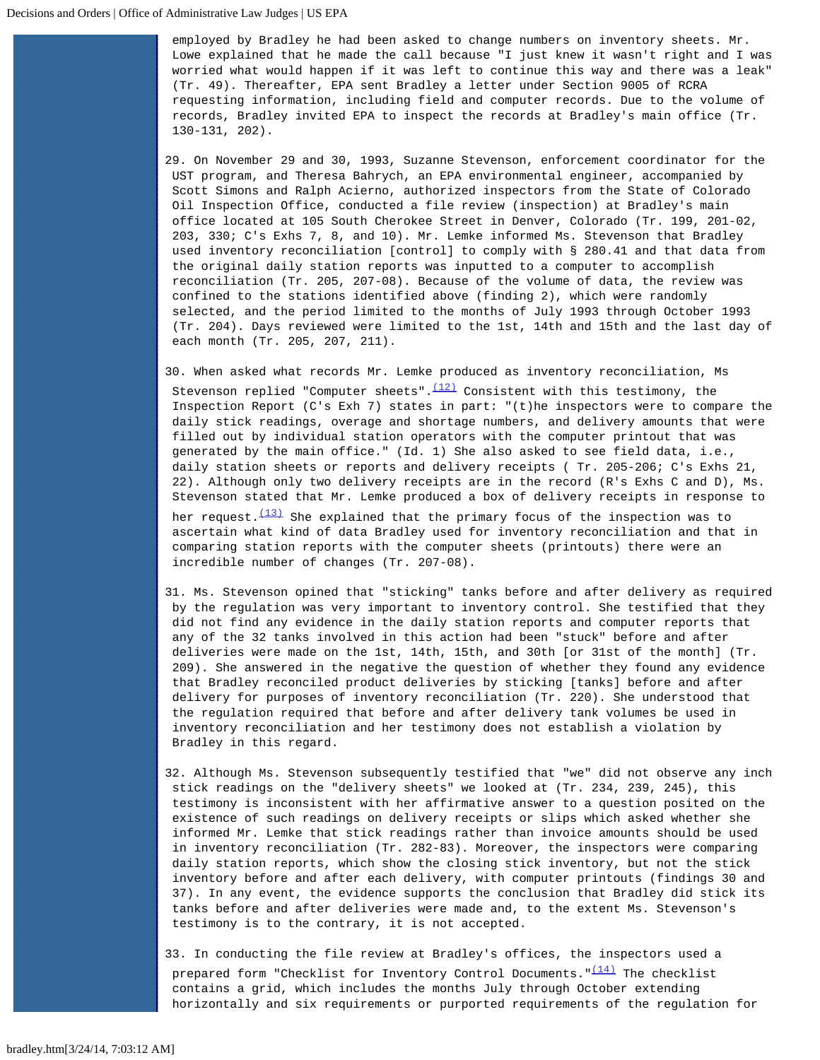employed by Bradley he had been asked to change numbers on inventory sheets. Mr. Lowe explained that he made the call because "I just knew it wasn't right and I was worried what would happen if it was left to continue this way and there was a leak" (Tr. 49). Thereafter, EPA sent Bradley a letter under Section 9005 of RCRA requesting information, including field and computer records. Due to the volume of records, Bradley invited EPA to inspect the records at Bradley's main office (Tr. 130-131, 202).

29. On November 29 and 30, 1993, Suzanne Stevenson, enforcement coordinator for the UST program, and Theresa Bahrych, an EPA environmental engineer, accompanied by Scott Simons and Ralph Acierno, authorized inspectors from the State of Colorado Oil Inspection Office, conducted a file review (inspection) at Bradley's main office located at 105 South Cherokee Street in Denver, Colorado (Tr. 199, 201-02, 203, 330; C's Exhs 7, 8, and 10). Mr. Lemke informed Ms. Stevenson that Bradley used inventory reconciliation [control] to comply with § 280.41 and that data from the original daily station reports was inputted to a computer to accomplish reconciliation (Tr. 205, 207-08). Because of the volume of data, the review was confined to the stations identified above (finding 2), which were randomly selected, and the period limited to the months of July 1993 through October 1993 (Tr. 204). Days reviewed were limited to the 1st, 14th and 15th and the last day of each month (Tr. 205, 207, 211).

30. When asked what records Mr. Lemke produced as inventory reconciliation, Ms Stevenson replied "Computer sheets".(12) Consistent with this testimony, the Inspection Report (C's Exh 7) states in part: "(t)he inspectors were to compare the daily stick readings, overage and shortage numbers, and delivery amounts that were filled out by individual station operators with the computer printout that was generated by the main office." (Id. 1) She also asked to see field data, i.e., daily station sheets or reports and delivery receipts ( Tr. 205-206; C's Exhs 21, 22). Although only two delivery receipts are in the record (R's Exhs C and D), Ms. Stevenson stated that Mr. Lemke produced a box of delivery receipts in response to her request.(13) She explained that the primary focus of the inspection was to ascertain what kind of data Bradley used for inventory reconciliation and that in comparing station reports with the computer sheets (printouts) there were an incredible number of changes (Tr. 207-08).

31. Ms. Stevenson opined that "sticking" tanks before and after delivery as required by the regulation was very important to inventory control. She testified that they did not find any evidence in the daily station reports and computer reports that any of the 32 tanks involved in this action had been "stuck" before and after deliveries were made on the 1st, 14th, 15th, and 30th [or 31st of the month] (Tr. 209). She answered in the negative the question of whether they found any evidence that Bradley reconciled product deliveries by sticking [tanks] before and after delivery for purposes of inventory reconciliation (Tr. 220). She understood that the regulation required that before and after delivery tank volumes be used in inventory reconciliation and her testimony does not establish a violation by Bradley in this regard.

32. Although Ms. Stevenson subsequently testified that "we" did not observe any inch stick readings on the "delivery sheets" we looked at (Tr. 234, 239, 245), this testimony is inconsistent with her affirmative answer to a question posited on the existence of such readings on delivery receipts or slips which asked whether she informed Mr. Lemke that stick readings rather than invoice amounts should be used in inventory reconciliation (Tr. 282-83). Moreover, the inspectors were comparing daily station reports, which show the closing stick inventory, but not the stick inventory before and after each delivery, with computer printouts (findings 30 and 37). In any event, the evidence supports the conclusion that Bradley did stick its tanks before and after deliveries were made and, to the extent Ms. Stevenson's testimony is to the contrary, it is not accepted.

33. In conducting the file review at Bradley's offices, the inspectors used a prepared form "Checklist for Inventory Control Documents."(14) The checklist contains a grid, which includes the months July through October extending horizontally and six requirements or purported requirements of the regulation for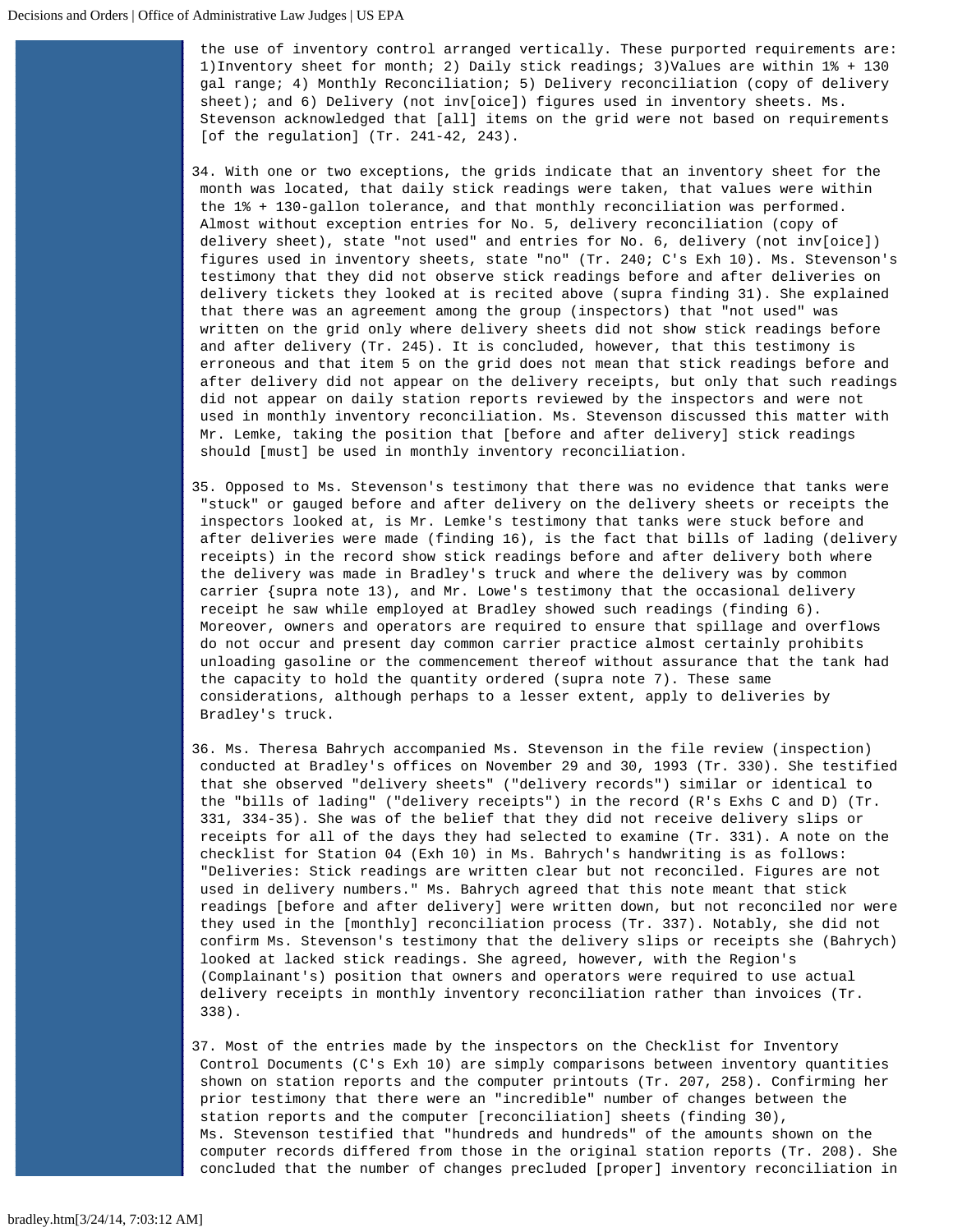the use of inventory control arranged vertically. These purported requirements are: 1)Inventory sheet for month; 2) Daily stick readings; 3)Values are within 1% + 130 gal range; 4) Monthly Reconciliation; 5) Delivery reconciliation (copy of delivery sheet); and 6) Delivery (not inv[oice]) figures used in inventory sheets. Ms. Stevenson acknowledged that [all] items on the grid were not based on requirements [of the regulation] (Tr. 241-42, 243).

34. With one or two exceptions, the grids indicate that an inventory sheet for the month was located, that daily stick readings were taken, that values were within the 1% + 130-gallon tolerance, and that monthly reconciliation was performed. Almost without exception entries for No. 5, delivery reconciliation (copy of delivery sheet), state "not used" and entries for No. 6, delivery (not inv[oice]) figures used in inventory sheets, state "no" (Tr. 240; C's Exh 10). Ms. Stevenson's testimony that they did not observe stick readings before and after deliveries on delivery tickets they looked at is recited above (supra finding 31). She explained that there was an agreement among the group (inspectors) that "not used" was written on the grid only where delivery sheets did not show stick readings before and after delivery (Tr. 245). It is concluded, however, that this testimony is erroneous and that item 5 on the grid does not mean that stick readings before and after delivery did not appear on the delivery receipts, but only that such readings did not appear on daily station reports reviewed by the inspectors and were not used in monthly inventory reconciliation. Ms. Stevenson discussed this matter with Mr. Lemke, taking the position that [before and after delivery] stick readings should [must] be used in monthly inventory reconciliation.

35. Opposed to Ms. Stevenson's testimony that there was no evidence that tanks were "stuck" or gauged before and after delivery on the delivery sheets or receipts the inspectors looked at, is Mr. Lemke's testimony that tanks were stuck before and after deliveries were made (finding 16), is the fact that bills of lading (delivery receipts) in the record show stick readings before and after delivery both where the delivery was made in Bradley's truck and where the delivery was by common carrier {supra note 13), and Mr. Lowe's testimony that the occasional delivery receipt he saw while employed at Bradley showed such readings (finding 6). Moreover, owners and operators are required to ensure that spillage and overflows do not occur and present day common carrier practice almost certainly prohibits unloading gasoline or the commencement thereof without assurance that the tank had the capacity to hold the quantity ordered (supra note 7). These same considerations, although perhaps to a lesser extent, apply to deliveries by Bradley's truck.

36. Ms. Theresa Bahrych accompanied Ms. Stevenson in the file review (inspection) conducted at Bradley's offices on November 29 and 30, 1993 (Tr. 330). She testified that she observed "delivery sheets" ("delivery records") similar or identical to the "bills of lading" ("delivery receipts") in the record (R's Exhs C and D) (Tr. 331, 334-35). She was of the belief that they did not receive delivery slips or receipts for all of the days they had selected to examine (Tr. 331). A note on the checklist for Station 04 (Exh 10) in Ms. Bahrych's handwriting is as follows: "Deliveries: Stick readings are written clear but not reconciled. Figures are not used in delivery numbers." Ms. Bahrych agreed that this note meant that stick readings [before and after delivery] were written down, but not reconciled nor were they used in the [monthly] reconciliation process (Tr. 337). Notably, she did not confirm Ms. Stevenson's testimony that the delivery slips or receipts she (Bahrych) looked at lacked stick readings. She agreed, however, with the Region's (Complainant's) position that owners and operators were required to use actual delivery receipts in monthly inventory reconciliation rather than invoices (Tr. 338).

37. Most of the entries made by the inspectors on the Checklist for Inventory Control Documents (C's Exh 10) are simply comparisons between inventory quantities shown on station reports and the computer printouts (Tr. 207, 258). Confirming her prior testimony that there were an "incredible" number of changes between the station reports and the computer [reconciliation] sheets (finding 30), Ms. Stevenson testified that "hundreds and hundreds" of the amounts shown on the computer records differed from those in the original station reports (Tr. 208). She concluded that the number of changes precluded [proper] inventory reconciliation in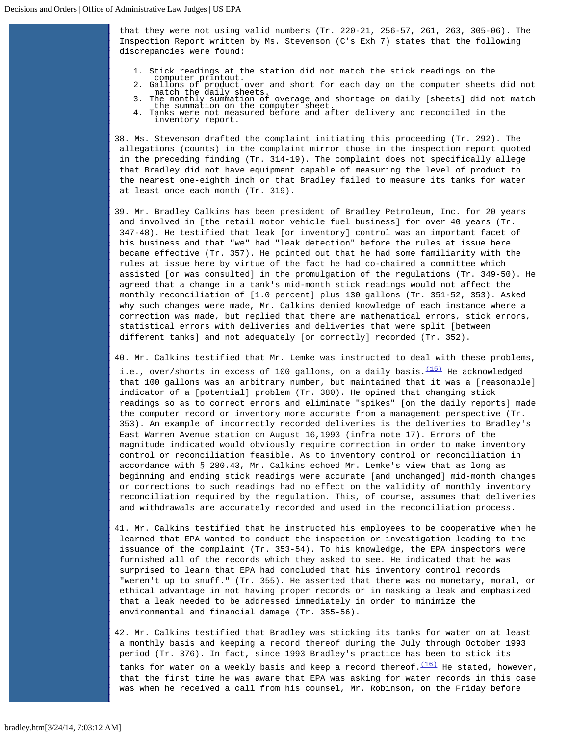that they were not using valid numbers (Tr. 220-21, 256-57, 261, 263, 305-06). The Inspection Report written by Ms. Stevenson (C's Exh 7) states that the following discrepancies were found:

1. Stick readings at the station did not match the stick readings on the computer printout.
2. Gallons of product over and short for each day on the computer sheets did not match the daily sheets.
3. The monthly summation of overage and shortage on daily [sheets] did not match the summation on the computer sheet.
4. Tanks were not measured before and after delivery and reconciled in the inventory report.

38. Ms. Stevenson drafted the complaint initiating this proceeding (Tr. 292). The allegations (counts) in the complaint mirror those in the inspection report quoted in the preceding finding (Tr. 314-19). The complaint does not specifically allege that Bradley did not have equipment capable of measuring the level of product to the nearest one-eighth inch or that Bradley failed to measure its tanks for water at least once each month (Tr. 319).

39. Mr. Bradley Calkins has been president of Bradley Petroleum, Inc. for 20 years and involved in [the retail motor vehicle fuel business] for over 40 years (Tr. 347-48). He testified that leak [or inventory] control was an important facet of his business and that "we" had "leak detection" before the rules at issue here became effective (Tr. 357). He pointed out that he had some familiarity with the rules at issue here by virtue of the fact he had co-chaired a committee which assisted [or was consulted] in the promulgation of the regulations (Tr. 349-50). He agreed that a change in a tank's mid-month stick readings would not affect the monthly reconciliation of [1.0 percent] plus 130 gallons (Tr. 351-52, 353). Asked why such changes were made, Mr. Calkins denied knowledge of each instance where a correction was made, but replied that there are mathematical errors, stick errors, statistical errors with deliveries and deliveries that were split [between different tanks] and not adequately [or correctly] recorded (Tr. 352).

40. Mr. Calkins testified that Mr. Lemke was instructed to deal with these problems, i.e., over/shorts in excess of 100 gallons, on a daily basis.(15) He acknowledged that 100 gallons was an arbitrary number, but maintained that it was a [reasonable] indicator of a [potential] problem (Tr. 380). He opined that changing stick readings so as to correct errors and eliminate "spikes" [on the daily reports] made the computer record or inventory more accurate from a management perspective (Tr. 353). An example of incorrectly recorded deliveries is the deliveries to Bradley's East Warren Avenue station on August 16,1993 (infra note 17). Errors of the magnitude indicated would obviously require correction in order to make inventory control or reconciliation feasible. As to inventory control or reconciliation in accordance with § 280.43, Mr. Calkins echoed Mr. Lemke's view that as long as beginning and ending stick readings were accurate [and unchanged] mid-month changes or corrections to such readings had no effect on the validity of monthly inventory reconciliation required by the regulation. This, of course, assumes that deliveries and withdrawals are accurately recorded and used in the reconciliation process.

41. Mr. Calkins testified that he instructed his employees to be cooperative when he learned that EPA wanted to conduct the inspection or investigation leading to the issuance of the complaint (Tr. 353-54). To his knowledge, the EPA inspectors were furnished all of the records which they asked to see. He indicated that he was surprised to learn that EPA had concluded that his inventory control records "weren't up to snuff." (Tr. 355). He asserted that there was no monetary, moral, or ethical advantage in not having proper records or in masking a leak and emphasized that a leak needed to be addressed immediately in order to minimize the environmental and financial damage (Tr. 355-56).

42. Mr. Calkins testified that Bradley was sticking its tanks for water on at least a monthly basis and keeping a record thereof during the July through October 1993 period (Tr. 376). In fact, since 1993 Bradley's practice has been to stick its tanks for water on a weekly basis and keep a record thereof.(16) He stated, however, that the first time he was aware that EPA was asking for water records in this case was when he received a call from his counsel, Mr. Robinson, on the Friday before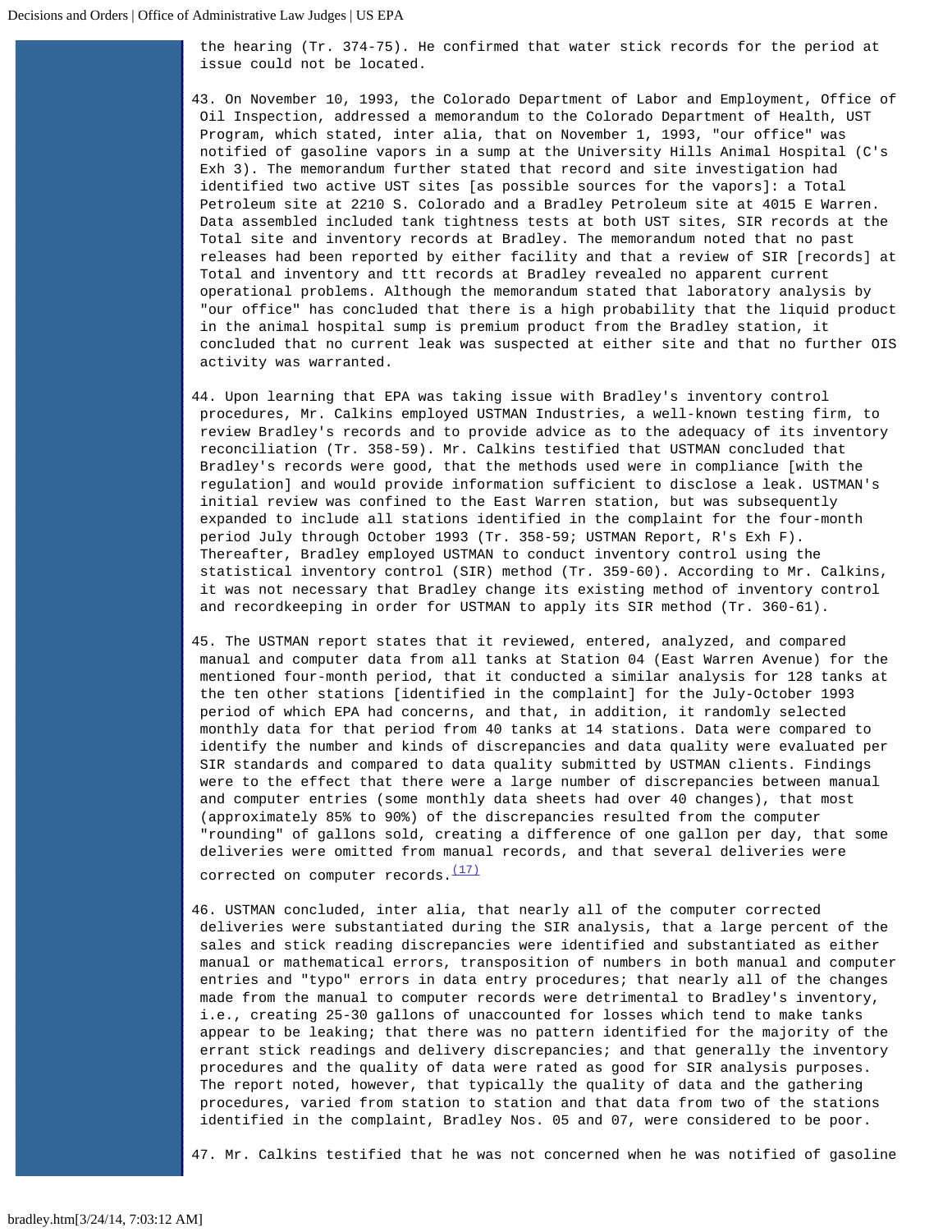the hearing (Tr. 374-75). He confirmed that water stick records for the period at issue could not be located.

43. On November 10, 1993, the Colorado Department of Labor and Employment, Office of Oil Inspection, addressed a memorandum to the Colorado Department of Health, UST Program, which stated, inter alia, that on November 1, 1993, "our office" was notified of gasoline vapors in a sump at the University Hills Animal Hospital (C's Exh 3). The memorandum further stated that record and site investigation had identified two active UST sites [as possible sources for the vapors]: a Total Petroleum site at 2210 S. Colorado and a Bradley Petroleum site at 4015 E Warren. Data assembled included tank tightness tests at both UST sites, SIR records at the Total site and inventory records at Bradley. The memorandum noted that no past releases had been reported by either facility and that a review of SIR [records] at Total and inventory and ttt records at Bradley revealed no apparent current operational problems. Although the memorandum stated that laboratory analysis by "our office" has concluded that there is a high probability that the liquid product in the animal hospital sump is premium product from the Bradley station, it concluded that no current leak was suspected at either site and that no further OIS activity was warranted.

44. Upon learning that EPA was taking issue with Bradley's inventory control procedures, Mr. Calkins employed USTMAN Industries, a well-known testing firm, to review Bradley's records and to provide advice as to the adequacy of its inventory reconciliation (Tr. 358-59). Mr. Calkins testified that USTMAN concluded that Bradley's records were good, that the methods used were in compliance [with the regulation] and would provide information sufficient to disclose a leak. USTMAN's initial review was confined to the East Warren station, but was subsequently expanded to include all stations identified in the complaint for the four-month period July through October 1993 (Tr. 358-59; USTMAN Report, R's Exh F). Thereafter, Bradley employed USTMAN to conduct inventory control using the statistical inventory control (SIR) method (Tr. 359-60). According to Mr. Calkins, it was not necessary that Bradley change its existing method of inventory control and recordkeeping in order for USTMAN to apply its SIR method (Tr. 360-61).

45. The USTMAN report states that it reviewed, entered, analyzed, and compared manual and computer data from all tanks at Station 04 (East Warren Avenue) for the mentioned four-month period, that it conducted a similar analysis for 128 tanks at the ten other stations [identified in the complaint] for the July-October 1993 period of which EPA had concerns, and that, in addition, it randomly selected monthly data for that period from 40 tanks at 14 stations. Data were compared to identify the number and kinds of discrepancies and data quality were evaluated per SIR standards and compared to data quality submitted by USTMAN clients. Findings were to the effect that there were a large number of discrepancies between manual and computer entries (some monthly data sheets had over 40 changes), that most (approximately 85% to 90%) of the discrepancies resulted from the computer "rounding" of gallons sold, creating a difference of one gallon per day, that some deliveries were omitted from manual records, and that several deliveries were corrected on computer records.(17)

46. USTMAN concluded, inter alia, that nearly all of the computer corrected deliveries were substantiated during the SIR analysis, that a large percent of the sales and stick reading discrepancies were identified and substantiated as either manual or mathematical errors, transposition of numbers in both manual and computer entries and "typo" errors in data entry procedures; that nearly all of the changes made from the manual to computer records were detrimental to Bradley's inventory, i.e., creating 25-30 gallons of unaccounted for losses which tend to make tanks appear to be leaking; that there was no pattern identified for the majority of the errant stick readings and delivery discrepancies; and that generally the inventory procedures and the quality of data were rated as good for SIR analysis purposes. The report noted, however, that typically the quality of data and the gathering procedures, varied from station to station and that data from two of the stations identified in the complaint, Bradley Nos. 05 and 07, were considered to be poor.

47. Mr. Calkins testified that he was not concerned when he was notified of gasoline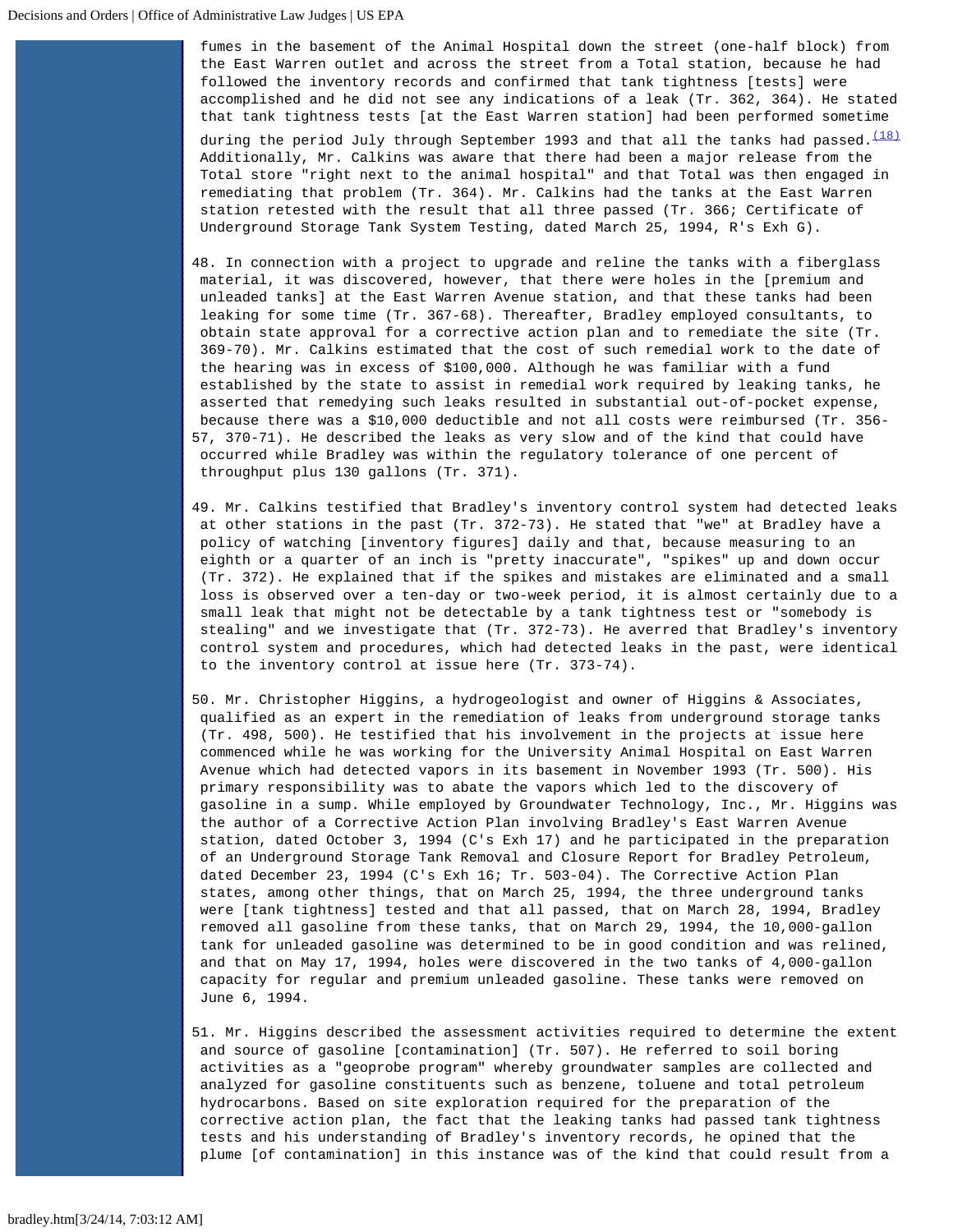fumes in the basement of the Animal Hospital down the street (one-half block) from the East Warren outlet and across the street from a Total station, because he had followed the inventory records and confirmed that tank tightness [tests] were accomplished and he did not see any indications of a leak (Tr. 362, 364). He stated that tank tightness tests [at the East Warren station] had been performed sometime during the period July through September 1993 and that all the tanks had passed.[(18)] Additionally, Mr. Calkins was aware that there had been a major release from the Total store "right next to the animal hospital" and that Total was then engaged in remediating that problem (Tr. 364). Mr. Calkins had the tanks at the East Warren station retested with the result that all three passed (Tr. 366; Certificate of Underground Storage Tank System Testing, dated March 25, 1994, R's Exh G).

48. In connection with a project to upgrade and reline the tanks with a fiberglass material, it was discovered, however, that there were holes in the [premium and unleaded tanks] at the East Warren Avenue station, and that these tanks had been leaking for some time (Tr. 367-68). Thereafter, Bradley employed consultants, to obtain state approval for a corrective action plan and to remediate the site (Tr. 369-70). Mr. Calkins estimated that the cost of such remedial work to the date of the hearing was in excess of $100,000. Although he was familiar with a fund established by the state to assist in remedial work required by leaking tanks, he asserted that remedying such leaks resulted in substantial out-of-pocket expense, because there was a $10,000 deductible and not all costs were reimbursed (Tr. 356-57, 370-71). He described the leaks as very slow and of the kind that could have occurred while Bradley was within the regulatory tolerance of one percent of throughput plus 130 gallons (Tr. 371).

49. Mr. Calkins testified that Bradley's inventory control system had detected leaks at other stations in the past (Tr. 372-73). He stated that "we" at Bradley have a policy of watching [inventory figures] daily and that, because measuring to an eighth or a quarter of an inch is "pretty inaccurate", "spikes" up and down occur (Tr. 372). He explained that if the spikes and mistakes are eliminated and a small loss is observed over a ten-day or two-week period, it is almost certainly due to a small leak that might not be detectable by a tank tightness test or "somebody is stealing" and we investigate that (Tr. 372-73). He averred that Bradley's inventory control system and procedures, which had detected leaks in the past, were identical to the inventory control at issue here (Tr. 373-74).

50. Mr. Christopher Higgins, a hydrogeologist and owner of Higgins & Associates, qualified as an expert in the remediation of leaks from underground storage tanks (Tr. 498, 500). He testified that his involvement in the projects at issue here commenced while he was working for the University Animal Hospital on East Warren Avenue which had detected vapors in its basement in November 1993 (Tr. 500). His primary responsibility was to abate the vapors which led to the discovery of gasoline in a sump. While employed by Groundwater Technology, Inc., Mr. Higgins was the author of a Corrective Action Plan involving Bradley's East Warren Avenue station, dated October 3, 1994 (C's Exh 17) and he participated in the preparation of an Underground Storage Tank Removal and Closure Report for Bradley Petroleum, dated December 23, 1994 (C's Exh 16; Tr. 503-04). The Corrective Action Plan states, among other things, that on March 25, 1994, the three underground tanks were [tank tightness] tested and that all passed, that on March 28, 1994, Bradley removed all gasoline from these tanks, that on March 29, 1994, the 10,000-gallon tank for unleaded gasoline was determined to be in good condition and was relined, and that on May 17, 1994, holes were discovered in the two tanks of 4,000-gallon capacity for regular and premium unleaded gasoline. These tanks were removed on June 6, 1994.

51. Mr. Higgins described the assessment activities required to determine the extent and source of gasoline [contamination] (Tr. 507). He referred to soil boring activities as a "geoprobe program" whereby groundwater samples are collected and analyzed for gasoline constituents such as benzene, toluene and total petroleum hydrocarbons. Based on site exploration required for the preparation of the corrective action plan, the fact that the leaking tanks had passed tank tightness tests and his understanding of Bradley's inventory records, he opined that the plume [of contamination] in this instance was of the kind that could result from a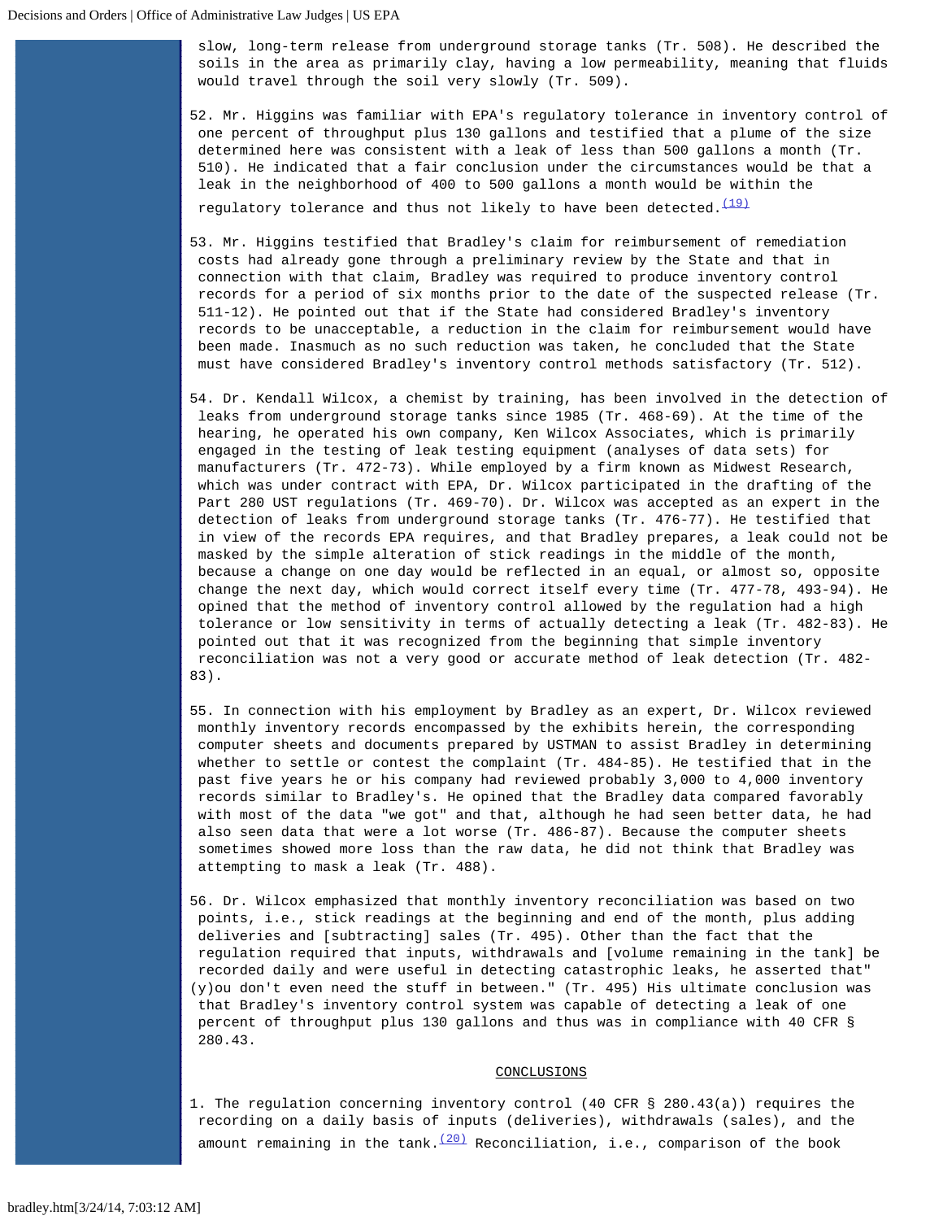slow, long-term release from underground storage tanks (Tr. 508). He described the soils in the area as primarily clay, having a low permeability, meaning that fluids would travel through the soil very slowly (Tr. 509).

52. Mr. Higgins was familiar with EPA's regulatory tolerance in inventory control of one percent of throughput plus 130 gallons and testified that a plume of the size determined here was consistent with a leak of less than 500 gallons a month (Tr. 510). He indicated that a fair conclusion under the circumstances would be that a leak in the neighborhood of 400 to 500 gallons a month would be within the regulatory tolerance and thus not likely to have been detected.(19)

53. Mr. Higgins testified that Bradley's claim for reimbursement of remediation costs had already gone through a preliminary review by the State and that in connection with that claim, Bradley was required to produce inventory control records for a period of six months prior to the date of the suspected release (Tr. 511-12). He pointed out that if the State had considered Bradley's inventory records to be unacceptable, a reduction in the claim for reimbursement would have been made. Inasmuch as no such reduction was taken, he concluded that the State must have considered Bradley's inventory control methods satisfactory (Tr. 512).

54. Dr. Kendall Wilcox, a chemist by training, has been involved in the detection of leaks from underground storage tanks since 1985 (Tr. 468-69). At the time of the hearing, he operated his own company, Ken Wilcox Associates, which is primarily engaged in the testing of leak testing equipment (analyses of data sets) for manufacturers (Tr. 472-73). While employed by a firm known as Midwest Research, which was under contract with EPA, Dr. Wilcox participated in the drafting of the Part 280 UST regulations (Tr. 469-70). Dr. Wilcox was accepted as an expert in the detection of leaks from underground storage tanks (Tr. 476-77). He testified that in view of the records EPA requires, and that Bradley prepares, a leak could not be masked by the simple alteration of stick readings in the middle of the month, because a change on one day would be reflected in an equal, or almost so, opposite change the next day, which would correct itself every time (Tr. 477-78, 493-94). He opined that the method of inventory control allowed by the regulation had a high tolerance or low sensitivity in terms of actually detecting a leak (Tr. 482-83). He pointed out that it was recognized from the beginning that simple inventory reconciliation was not a very good or accurate method of leak detection (Tr. 482-83).

55. In connection with his employment by Bradley as an expert, Dr. Wilcox reviewed monthly inventory records encompassed by the exhibits herein, the corresponding computer sheets and documents prepared by USTMAN to assist Bradley in determining whether to settle or contest the complaint (Tr. 484-85). He testified that in the past five years he or his company had reviewed probably 3,000 to 4,000 inventory records similar to Bradley's. He opined that the Bradley data compared favorably with most of the data "we got" and that, although he had seen better data, he had also seen data that were a lot worse (Tr. 486-87). Because the computer sheets sometimes showed more loss than the raw data, he did not think that Bradley was attempting to mask a leak (Tr. 488).

56. Dr. Wilcox emphasized that monthly inventory reconciliation was based on two points, i.e., stick readings at the beginning and end of the month, plus adding deliveries and [subtracting] sales (Tr. 495). Other than the fact that the regulation required that inputs, withdrawals and [volume remaining in the tank] be recorded daily and were useful in detecting catastrophic leaks, he asserted that "(y)ou don't even need the stuff in between." (Tr. 495) His ultimate conclusion was that Bradley's inventory control system was capable of detecting a leak of one percent of throughput plus 130 gallons and thus was in compliance with 40 CFR § 280.43.

## CONCLUSIONS

1. The regulation concerning inventory control (40 CFR § 280.43(a)) requires the recording on a daily basis of inputs (deliveries), withdrawals (sales), and the amount remaining in the tank.(20) Reconciliation, i.e., comparison of the book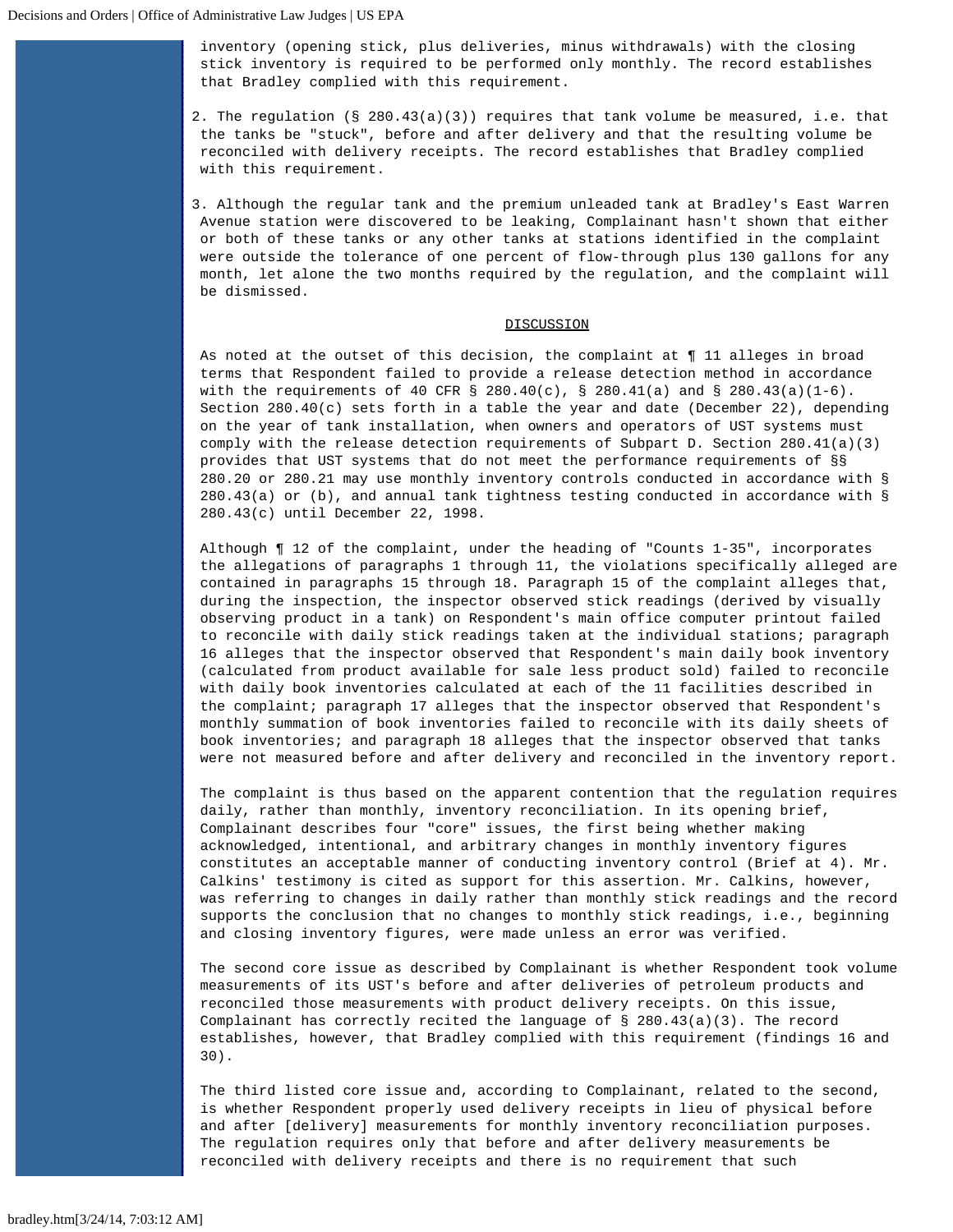inventory (opening stick, plus deliveries, minus withdrawals) with the closing stick inventory is required to be performed only monthly. The record establishes that Bradley complied with this requirement.

2. The regulation (§ 280.43(a)(3)) requires that tank volume be measured, i.e. that the tanks be "stuck", before and after delivery and that the resulting volume be reconciled with delivery receipts. The record establishes that Bradley complied with this requirement.

3. Although the regular tank and the premium unleaded tank at Bradley's East Warren Avenue station were discovered to be leaking, Complainant hasn't shown that either or both of these tanks or any other tanks at stations identified in the complaint were outside the tolerance of one percent of flow-through plus 130 gallons for any month, let alone the two months required by the regulation, and the complaint will be dismissed.

## DISCUSSION

As noted at the outset of this decision, the complaint at ¶ 11 alleges in broad terms that Respondent failed to provide a release detection method in accordance with the requirements of 40 CFR § 280.40(c), § 280.41(a) and § 280.43(a)(1-6). Section 280.40(c) sets forth in a table the year and date (December 22), depending on the year of tank installation, when owners and operators of UST systems must comply with the release detection requirements of Subpart D. Section 280.41(a)(3) provides that UST systems that do not meet the performance requirements of §§ 280.20 or 280.21 may use monthly inventory controls conducted in accordance with § 280.43(a) or (b), and annual tank tightness testing conducted in accordance with § 280.43(c) until December 22, 1998.

Although ¶ 12 of the complaint, under the heading of "Counts 1-35", incorporates the allegations of paragraphs 1 through 11, the violations specifically alleged are contained in paragraphs 15 through 18. Paragraph 15 of the complaint alleges that, during the inspection, the inspector observed stick readings (derived by visually observing product in a tank) on Respondent's main office computer printout failed to reconcile with daily stick readings taken at the individual stations; paragraph 16 alleges that the inspector observed that Respondent's main daily book inventory (calculated from product available for sale less product sold) failed to reconcile with daily book inventories calculated at each of the 11 facilities described in the complaint; paragraph 17 alleges that the inspector observed that Respondent's monthly summation of book inventories failed to reconcile with its daily sheets of book inventories; and paragraph 18 alleges that the inspector observed that tanks were not measured before and after delivery and reconciled in the inventory report.

The complaint is thus based on the apparent contention that the regulation requires daily, rather than monthly, inventory reconciliation. In its opening brief, Complainant describes four "core" issues, the first being whether making acknowledged, intentional, and arbitrary changes in monthly inventory figures constitutes an acceptable manner of conducting inventory control (Brief at 4). Mr. Calkins' testimony is cited as support for this assertion. Mr. Calkins, however, was referring to changes in daily rather than monthly stick readings and the record supports the conclusion that no changes to monthly stick readings, i.e., beginning and closing inventory figures, were made unless an error was verified.

The second core issue as described by Complainant is whether Respondent took volume measurements of its UST's before and after deliveries of petroleum products and reconciled those measurements with product delivery receipts. On this issue, Complainant has correctly recited the language of § 280.43(a)(3). The record establishes, however, that Bradley complied with this requirement (findings 16 and 30).

The third listed core issue and, according to Complainant, related to the second, is whether Respondent properly used delivery receipts in lieu of physical before and after [delivery] measurements for monthly inventory reconciliation purposes. The regulation requires only that before and after delivery measurements be reconciled with delivery receipts and there is no requirement that such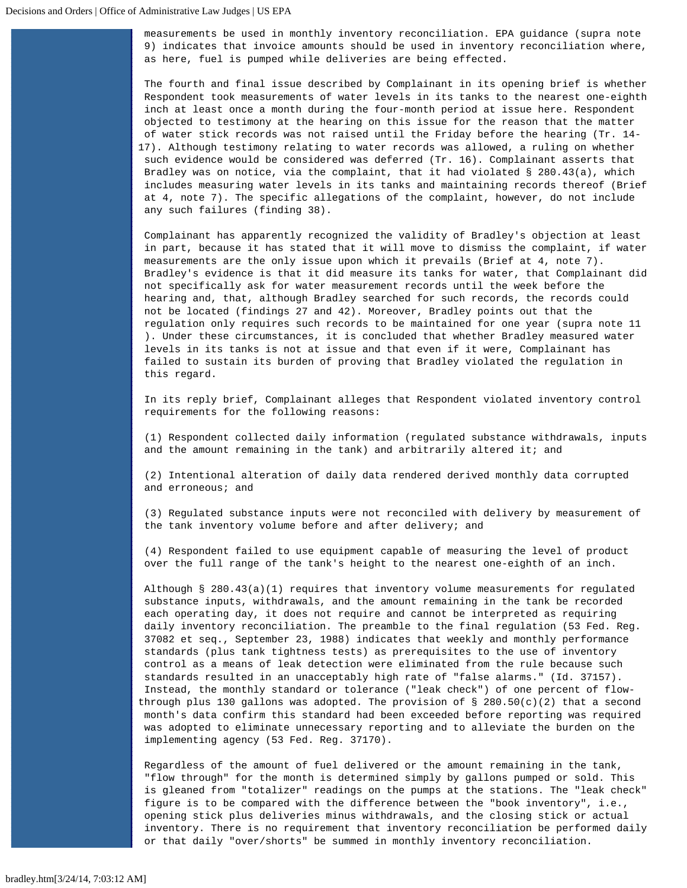measurements be used in monthly inventory reconciliation. EPA guidance (supra note 9) indicates that invoice amounts should be used in inventory reconciliation where, as here, fuel is pumped while deliveries are being effected.

The fourth and final issue described by Complainant in its opening brief is whether Respondent took measurements of water levels in its tanks to the nearest one-eighth inch at least once a month during the four-month period at issue here. Respondent objected to testimony at the hearing on this issue for the reason that the matter of water stick records was not raised until the Friday before the hearing (Tr. 14-17). Although testimony relating to water records was allowed, a ruling on whether such evidence would be considered was deferred (Tr. 16). Complainant asserts that Bradley was on notice, via the complaint, that it had violated § 280.43(a), which includes measuring water levels in its tanks and maintaining records thereof (Brief at 4, note 7). The specific allegations of the complaint, however, do not include any such failures (finding 38).

Complainant has apparently recognized the validity of Bradley's objection at least in part, because it has stated that it will move to dismiss the complaint, if water measurements are the only issue upon which it prevails (Brief at 4, note 7). Bradley's evidence is that it did measure its tanks for water, that Complainant did not specifically ask for water measurement records until the week before the hearing and, that, although Bradley searched for such records, the records could not be located (findings 27 and 42). Moreover, Bradley points out that the regulation only requires such records to be maintained for one year (supra note 11 ). Under these circumstances, it is concluded that whether Bradley measured water levels in its tanks is not at issue and that even if it were, Complainant has failed to sustain its burden of proving that Bradley violated the regulation in this regard.

In its reply brief, Complainant alleges that Respondent violated inventory control requirements for the following reasons:

(1) Respondent collected daily information (regulated substance withdrawals, inputs and the amount remaining in the tank) and arbitrarily altered it; and

(2) Intentional alteration of daily data rendered derived monthly data corrupted and erroneous; and

(3) Regulated substance inputs were not reconciled with delivery by measurement of the tank inventory volume before and after delivery; and

(4) Respondent failed to use equipment capable of measuring the level of product over the full range of the tank's height to the nearest one-eighth of an inch.

Although § 280.43(a)(1) requires that inventory volume measurements for regulated substance inputs, withdrawals, and the amount remaining in the tank be recorded each operating day, it does not require and cannot be interpreted as requiring daily inventory reconciliation. The preamble to the final regulation (53 Fed. Reg. 37082 et seq., September 23, 1988) indicates that weekly and monthly performance standards (plus tank tightness tests) as prerequisites to the use of inventory control as a means of leak detection were eliminated from the rule because such standards resulted in an unacceptably high rate of "false alarms." (Id. 37157). Instead, the monthly standard or tolerance ("leak check") of one percent of flow-through plus 130 gallons was adopted. The provision of § 280.50(c)(2) that a second month's data confirm this standard had been exceeded before reporting was required was adopted to eliminate unnecessary reporting and to alleviate the burden on the implementing agency (53 Fed. Reg. 37170).

Regardless of the amount of fuel delivered or the amount remaining in the tank, "flow through" for the month is determined simply by gallons pumped or sold. This is gleaned from "totalizer" readings on the pumps at the stations. The "leak check" figure is to be compared with the difference between the "book inventory", i.e., opening stick plus deliveries minus withdrawals, and the closing stick or actual inventory. There is no requirement that inventory reconciliation be performed daily or that daily "over/shorts" be summed in monthly inventory reconciliation.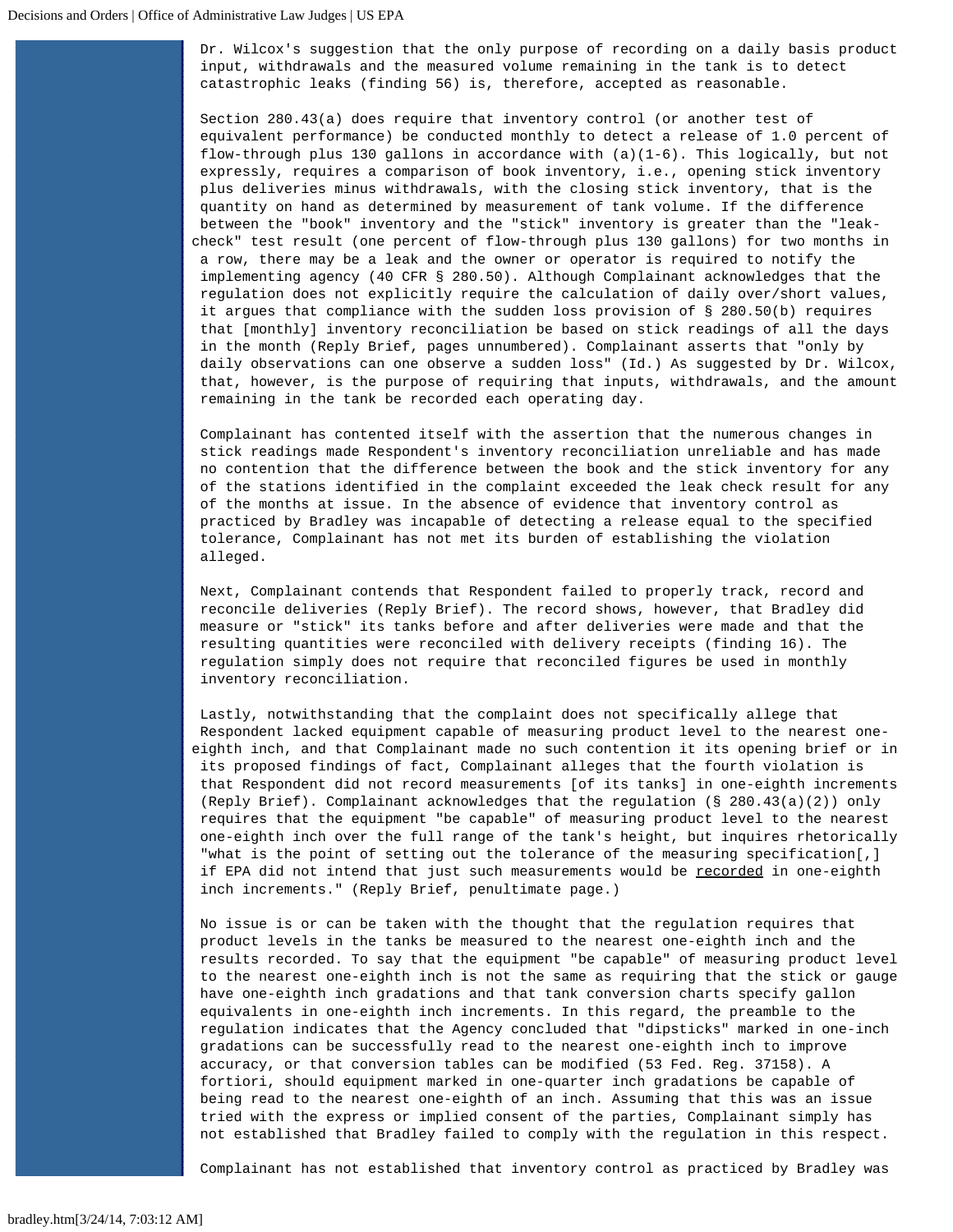Dr. Wilcox's suggestion that the only purpose of recording on a daily basis product input, withdrawals and the measured volume remaining in the tank is to detect catastrophic leaks (finding 56) is, therefore, accepted as reasonable.

Section 280.43(a) does require that inventory control (or another test of equivalent performance) be conducted monthly to detect a release of 1.0 percent of flow-through plus 130 gallons in accordance with (a)(1-6). This logically, but not expressly, requires a comparison of book inventory, i.e., opening stick inventory plus deliveries minus withdrawals, with the closing stick inventory, that is the quantity on hand as determined by measurement of tank volume. If the difference between the "book" inventory and the "stick" inventory is greater than the "leak-check" test result (one percent of flow-through plus 130 gallons) for two months in a row, there may be a leak and the owner or operator is required to notify the implementing agency (40 CFR § 280.50). Although Complainant acknowledges that the regulation does not explicitly require the calculation of daily over/short values, it argues that compliance with the sudden loss provision of § 280.50(b) requires that [monthly] inventory reconciliation be based on stick readings of all the days in the month (Reply Brief, pages unnumbered). Complainant asserts that "only by daily observations can one observe a sudden loss" (Id.) As suggested by Dr. Wilcox, that, however, is the purpose of requiring that inputs, withdrawals, and the amount remaining in the tank be recorded each operating day.

Complainant has contented itself with the assertion that the numerous changes in stick readings made Respondent's inventory reconciliation unreliable and has made no contention that the difference between the book and the stick inventory for any of the stations identified in the complaint exceeded the leak check result for any of the months at issue. In the absence of evidence that inventory control as practiced by Bradley was incapable of detecting a release equal to the specified tolerance, Complainant has not met its burden of establishing the violation alleged.

Next, Complainant contends that Respondent failed to properly track, record and reconcile deliveries (Reply Brief). The record shows, however, that Bradley did measure or "stick" its tanks before and after deliveries were made and that the resulting quantities were reconciled with delivery receipts (finding 16). The regulation simply does not require that reconciled figures be used in monthly inventory reconciliation.

Lastly, notwithstanding that the complaint does not specifically allege that Respondent lacked equipment capable of measuring product level to the nearest one-eighth inch, and that Complainant made no such contention it its opening brief or in its proposed findings of fact, Complainant alleges that the fourth violation is that Respondent did not record measurements [of its tanks] in one-eighth increments (Reply Brief). Complainant acknowledges that the regulation (§ 280.43(a)(2)) only requires that the equipment "be capable" of measuring product level to the nearest one-eighth inch over the full range of the tank's height, but inquires rhetorically "what is the point of setting out the tolerance of the measuring specification[,] if EPA did not intend that just such measurements would be <u>recorded</u> in one-eighth inch increments." (Reply Brief, penultimate page.)

No issue is or can be taken with the thought that the regulation requires that product levels in the tanks be measured to the nearest one-eighth inch and the results recorded. To say that the equipment "be capable" of measuring product level to the nearest one-eighth inch is not the same as requiring that the stick or gauge have one-eighth inch gradations and that tank conversion charts specify gallon equivalents in one-eighth inch increments. In this regard, the preamble to the regulation indicates that the Agency concluded that "dipsticks" marked in one-inch gradations can be successfully read to the nearest one-eighth inch to improve accuracy, or that conversion tables can be modified (53 Fed. Reg. 37158). A fortiori, should equipment marked in one-quarter inch gradations be capable of being read to the nearest one-eighth of an inch. Assuming that this was an issue tried with the express or implied consent of the parties, Complainant simply has not established that Bradley failed to comply with the regulation in this respect.

Complainant has not established that inventory control as practiced by Bradley was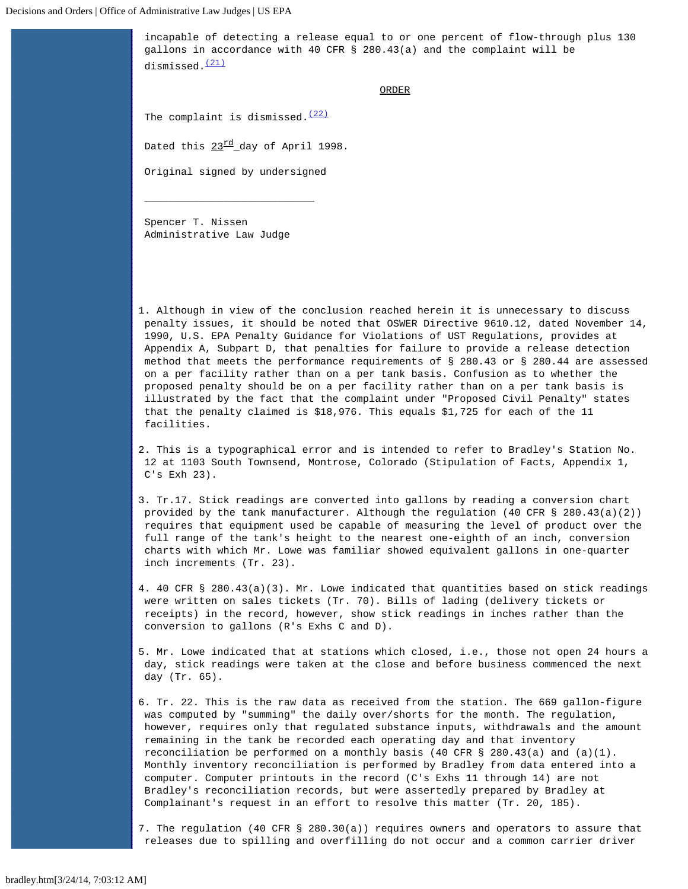incapable of detecting a release equal to or one percent of flow-through plus 130 gallons in accordance with 40 CFR § 280.43(a) and the complaint will be dismissed.[21]

ORDER

The complaint is dismissed.[22]

Dated this 23rd day of April 1998.

Original signed by undersigned

_____________________________

Spencer T. Nissen
Administrative Law Judge

1. Although in view of the conclusion reached herein it is unnecessary to discuss penalty issues, it should be noted that OSWER Directive 9610.12, dated November 14, 1990, U.S. EPA Penalty Guidance for Violations of UST Regulations, provides at Appendix A, Subpart D, that penalties for failure to provide a release detection method that meets the performance requirements of § 280.43 or § 280.44 are assessed on a per facility rather than on a per tank basis. Confusion as to whether the proposed penalty should be on a per facility rather than on a per tank basis is illustrated by the fact that the complaint under "Proposed Civil Penalty" states that the penalty claimed is $18,976. This equals $1,725 for each of the 11 facilities.

2. This is a typographical error and is intended to refer to Bradley's Station No. 12 at 1103 South Townsend, Montrose, Colorado (Stipulation of Facts, Appendix 1, C's Exh 23).

3. Tr.17. Stick readings are converted into gallons by reading a conversion chart provided by the tank manufacturer. Although the regulation (40 CFR § 280.43(a)(2)) requires that equipment used be capable of measuring the level of product over the full range of the tank's height to the nearest one-eighth of an inch, conversion charts with which Mr. Lowe was familiar showed equivalent gallons in one-quarter inch increments (Tr. 23).

4. 40 CFR § 280.43(a)(3). Mr. Lowe indicated that quantities based on stick readings were written on sales tickets (Tr. 70). Bills of lading (delivery tickets or receipts) in the record, however, show stick readings in inches rather than the conversion to gallons (R's Exhs C and D).

5. Mr. Lowe indicated that at stations which closed, i.e., those not open 24 hours a day, stick readings were taken at the close and before business commenced the next day (Tr. 65).

6. Tr. 22. This is the raw data as received from the station. The 669 gallon-figure was computed by "summing" the daily over/shorts for the month. The regulation, however, requires only that regulated substance inputs, withdrawals and the amount remaining in the tank be recorded each operating day and that inventory reconciliation be performed on a monthly basis (40 CFR § 280.43(a) and (a)(1). Monthly inventory reconciliation is performed by Bradley from data entered into a computer. Computer printouts in the record (C's Exhs 11 through 14) are not Bradley's reconciliation records, but were assertedly prepared by Bradley at Complainant's request in an effort to resolve this matter (Tr. 20, 185).

7. The regulation (40 CFR § 280.30(a)) requires owners and operators to assure that releases due to spilling and overfilling do not occur and a common carrier driver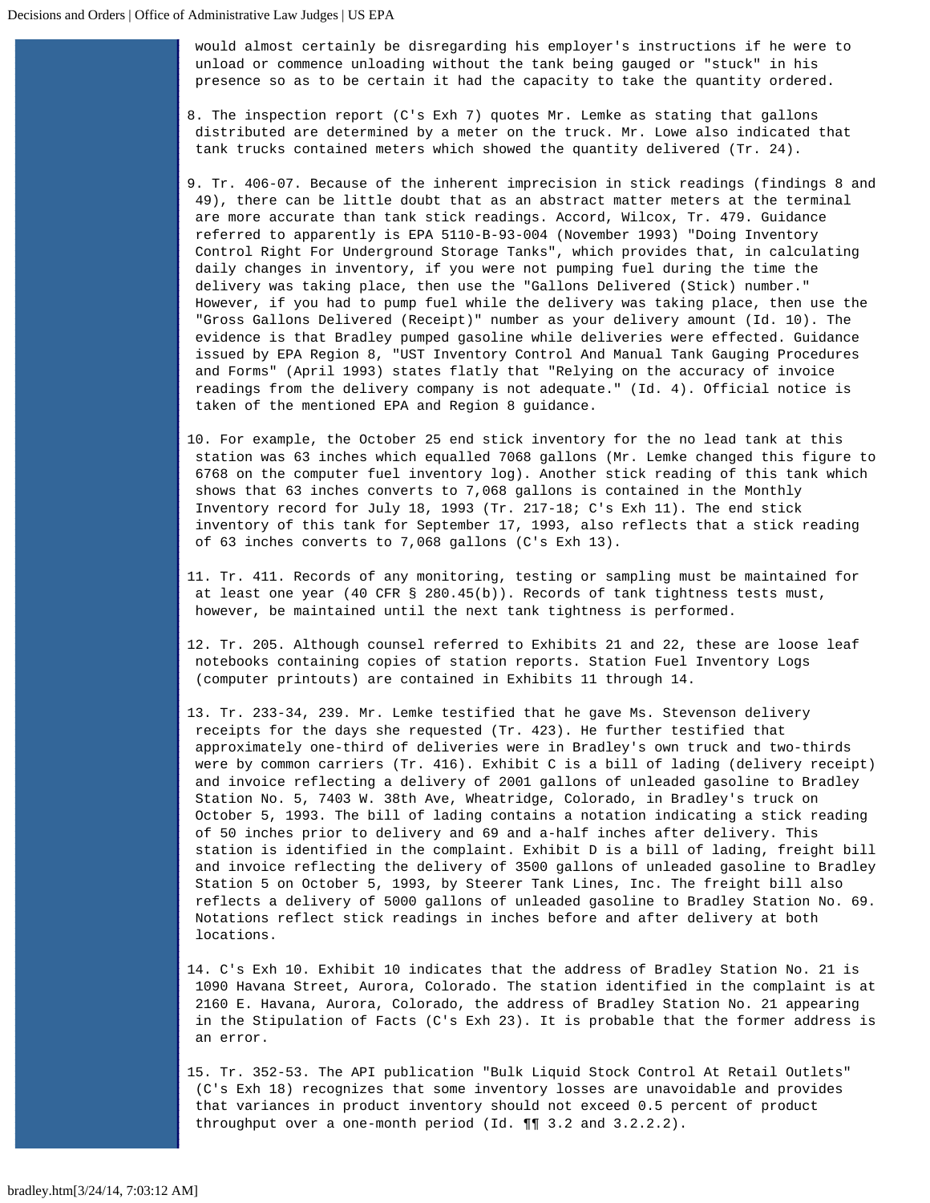would almost certainly be disregarding his employer's instructions if he were to unload or commence unloading without the tank being gauged or "stuck" in his presence so as to be certain it had the capacity to take the quantity ordered.

8. The inspection report (C's Exh 7) quotes Mr. Lemke as stating that gallons distributed are determined by a meter on the truck. Mr. Lowe also indicated that tank trucks contained meters which showed the quantity delivered (Tr. 24).

9. Tr. 406-07. Because of the inherent imprecision in stick readings (findings 8 and 49), there can be little doubt that as an abstract matter meters at the terminal are more accurate than tank stick readings. Accord, Wilcox, Tr. 479. Guidance referred to apparently is EPA 5110-B-93-004 (November 1993) "Doing Inventory Control Right For Underground Storage Tanks", which provides that, in calculating daily changes in inventory, if you were not pumping fuel during the time the delivery was taking place, then use the "Gallons Delivered (Stick) number." However, if you had to pump fuel while the delivery was taking place, then use the "Gross Gallons Delivered (Receipt)" number as your delivery amount (Id. 10). The evidence is that Bradley pumped gasoline while deliveries were effected. Guidance issued by EPA Region 8, "UST Inventory Control And Manual Tank Gauging Procedures and Forms" (April 1993) states flatly that "Relying on the accuracy of invoice readings from the delivery company is not adequate." (Id. 4). Official notice is taken of the mentioned EPA and Region 8 guidance.

10. For example, the October 25 end stick inventory for the no lead tank at this station was 63 inches which equalled 7068 gallons (Mr. Lemke changed this figure to 6768 on the computer fuel inventory log). Another stick reading of this tank which shows that 63 inches converts to 7,068 gallons is contained in the Monthly Inventory record for July 18, 1993 (Tr. 217-18; C's Exh 11). The end stick inventory of this tank for September 17, 1993, also reflects that a stick reading of 63 inches converts to 7,068 gallons (C's Exh 13).

11. Tr. 411. Records of any monitoring, testing or sampling must be maintained for at least one year (40 CFR § 280.45(b)). Records of tank tightness tests must, however, be maintained until the next tank tightness is performed.

12. Tr. 205. Although counsel referred to Exhibits 21 and 22, these are loose leaf notebooks containing copies of station reports. Station Fuel Inventory Logs (computer printouts) are contained in Exhibits 11 through 14.

13. Tr. 233-34, 239. Mr. Lemke testified that he gave Ms. Stevenson delivery receipts for the days she requested (Tr. 423). He further testified that approximately one-third of deliveries were in Bradley's own truck and two-thirds were by common carriers (Tr. 416). Exhibit C is a bill of lading (delivery receipt) and invoice reflecting a delivery of 2001 gallons of unleaded gasoline to Bradley Station No. 5, 7403 W. 38th Ave, Wheatridge, Colorado, in Bradley's truck on October 5, 1993. The bill of lading contains a notation indicating a stick reading of 50 inches prior to delivery and 69 and a-half inches after delivery. This station is identified in the complaint. Exhibit D is a bill of lading, freight bill and invoice reflecting the delivery of 3500 gallons of unleaded gasoline to Bradley Station 5 on October 5, 1993, by Steerer Tank Lines, Inc. The freight bill also reflects a delivery of 5000 gallons of unleaded gasoline to Bradley Station No. 69. Notations reflect stick readings in inches before and after delivery at both locations.

14. C's Exh 10. Exhibit 10 indicates that the address of Bradley Station No. 21 is 1090 Havana Street, Aurora, Colorado. The station identified in the complaint is at 2160 E. Havana, Aurora, Colorado, the address of Bradley Station No. 21 appearing in the Stipulation of Facts (C's Exh 23). It is probable that the former address is an error.

15. Tr. 352-53. The API publication "Bulk Liquid Stock Control At Retail Outlets" (C's Exh 18) recognizes that some inventory losses are unavoidable and provides that variances in product inventory should not exceed 0.5 percent of product throughput over a one-month period (Id. ¶¶ 3.2 and 3.2.2.2).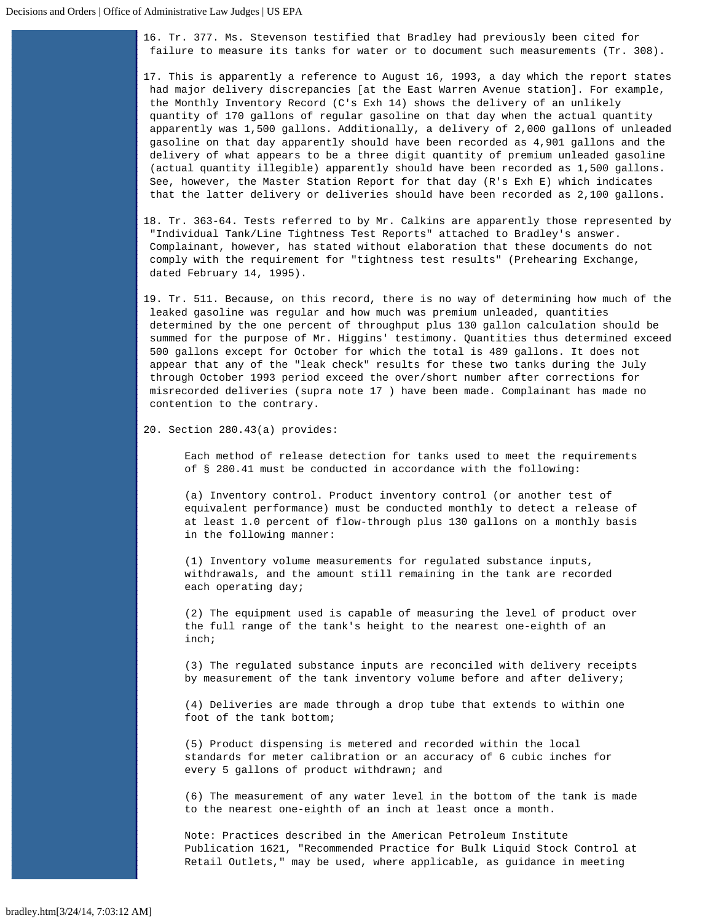16. Tr. 377. Ms. Stevenson testified that Bradley had previously been cited for failure to measure its tanks for water or to document such measurements (Tr. 308).

17. This is apparently a reference to August 16, 1993, a day which the report states had major delivery discrepancies [at the East Warren Avenue station]. For example, the Monthly Inventory Record (C's Exh 14) shows the delivery of an unlikely quantity of 170 gallons of regular gasoline on that day when the actual quantity apparently was 1,500 gallons. Additionally, a delivery of 2,000 gallons of unleaded gasoline on that day apparently should have been recorded as 4,901 gallons and the delivery of what appears to be a three digit quantity of premium unleaded gasoline (actual quantity illegible) apparently should have been recorded as 1,500 gallons. See, however, the Master Station Report for that day (R's Exh E) which indicates that the latter delivery or deliveries should have been recorded as 2,100 gallons.

18. Tr. 363-64. Tests referred to by Mr. Calkins are apparently those represented by "Individual Tank/Line Tightness Test Reports" attached to Bradley's answer. Complainant, however, has stated without elaboration that these documents do not comply with the requirement for "tightness test results" (Prehearing Exchange, dated February 14, 1995).

19. Tr. 511. Because, on this record, there is no way of determining how much of the leaked gasoline was regular and how much was premium unleaded, quantities determined by the one percent of throughput plus 130 gallon calculation should be summed for the purpose of Mr. Higgins' testimony. Quantities thus determined exceed 500 gallons except for October for which the total is 489 gallons. It does not appear that any of the "leak check" results for these two tanks during the July through October 1993 period exceed the over/short number after corrections for misrecorded deliveries (supra note 17 ) have been made. Complainant has made no contention to the contrary.

20. Section 280.43(a) provides:

> Each method of release detection for tanks used to meet the requirements of § 280.41 must be conducted in accordance with the following:
>
> (a) Inventory control. Product inventory control (or another test of equivalent performance) must be conducted monthly to detect a release of at least 1.0 percent of flow-through plus 130 gallons on a monthly basis in the following manner:
>
> (1) Inventory volume measurements for regulated substance inputs, withdrawals, and the amount still remaining in the tank are recorded each operating day;
>
> (2) The equipment used is capable of measuring the level of product over the full range of the tank's height to the nearest one-eighth of an inch;
>
> (3) The regulated substance inputs are reconciled with delivery receipts by measurement of the tank inventory volume before and after delivery;
>
> (4) Deliveries are made through a drop tube that extends to within one foot of the tank bottom;
>
> (5) Product dispensing is metered and recorded within the local standards for meter calibration or an accuracy of 6 cubic inches for every 5 gallons of product withdrawn; and
>
> (6) The measurement of any water level in the bottom of the tank is made to the nearest one-eighth of an inch at least once a month.
>
> Note: Practices described in the American Petroleum Institute Publication 1621, "Recommended Practice for Bulk Liquid Stock Control at Retail Outlets," may be used, where applicable, as guidance in meeting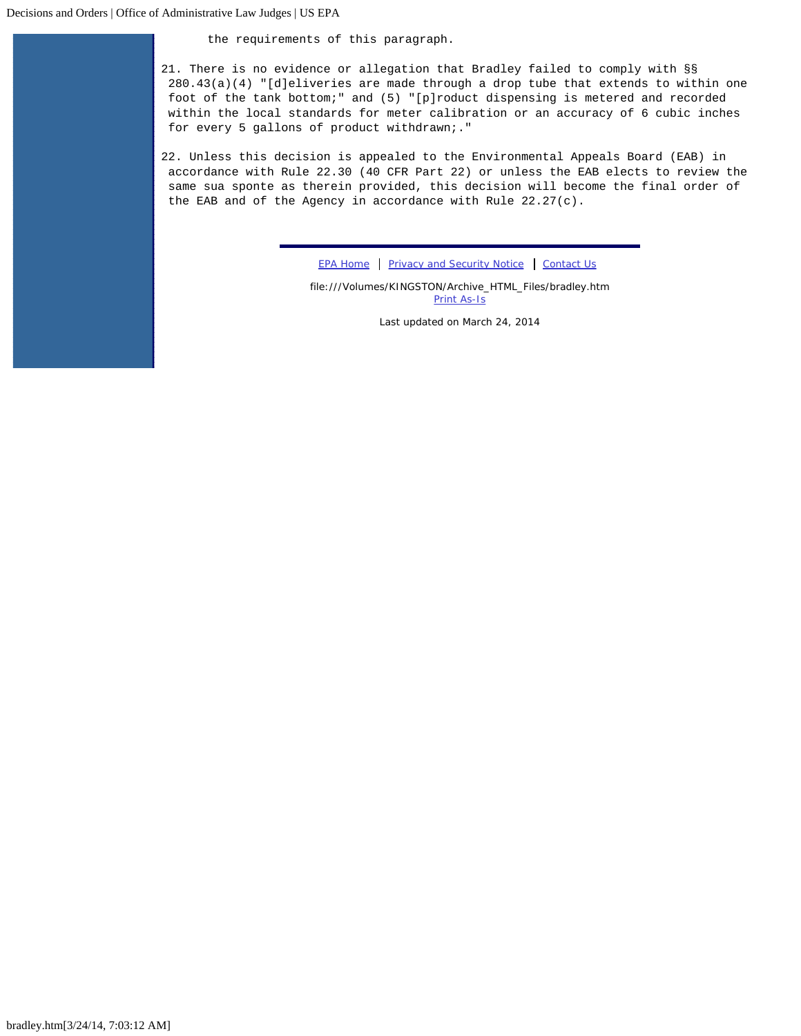the requirements of this paragraph.

21. There is no evidence or allegation that Bradley failed to comply with §§ 280.43(a)(4) "[d]eliveries are made through a drop tube that extends to within one foot of the tank bottom;" and (5) "[p]roduct dispensing is metered and recorded within the local standards for meter calibration or an accuracy of 6 cubic inches for every 5 gallons of product withdrawn;."

22. Unless this decision is appealed to the Environmental Appeals Board (EAB) in accordance with Rule 22.30 (40 CFR Part 22) or unless the EAB elects to review the same sua sponte as therein provided, this decision will become the final order of the EAB and of the Agency in accordance with Rule 22.27(c).